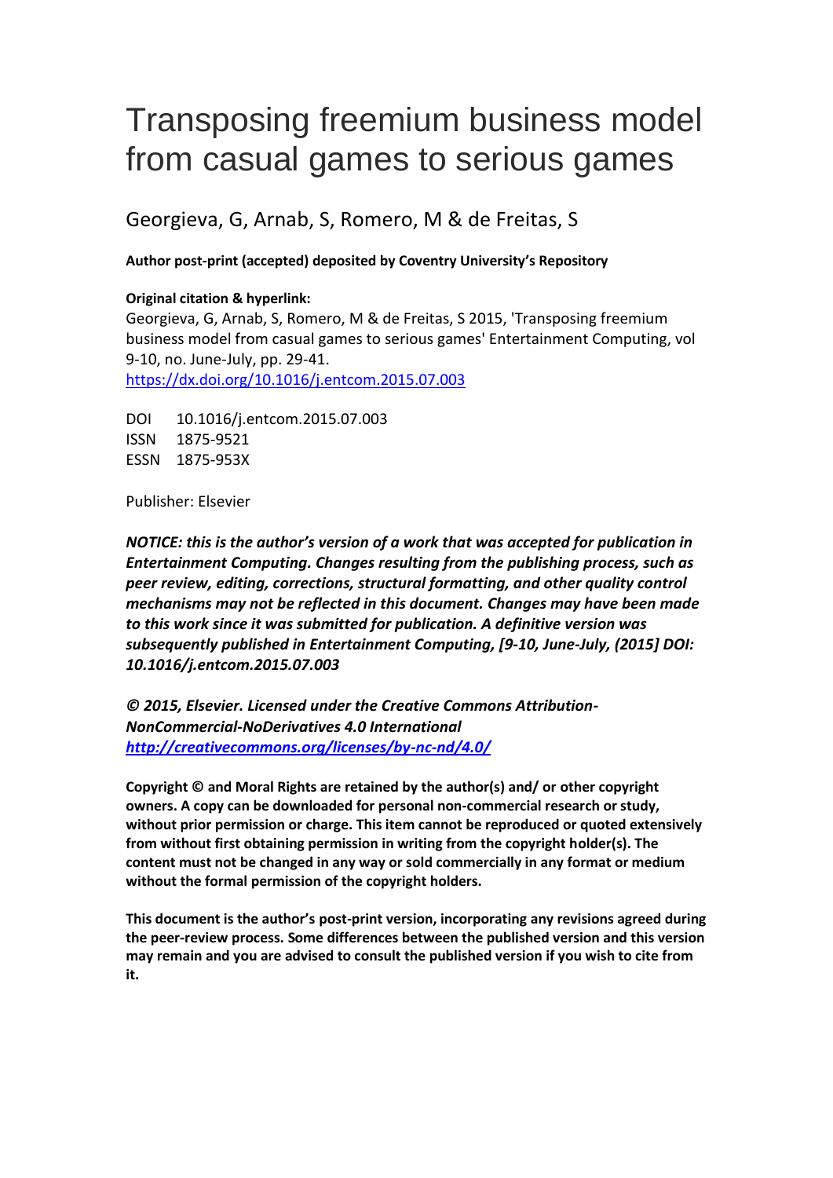# Transposing freemium business model from casual games to serious games

Georgieva, G, Arnab, S, Romero, M & de Freitas, S

**Author post-print (accepted) deposited by Coventry University's Repository**

**Original citation & hyperlink:**

Georgieva, G, Arnab, S, Romero, M & de Freitas, S 2015, 'Transposing freemium business model from casual games to serious games' Entertainment Computing, vol 9-10, no. June-July, pp. 29-41.
https://dx.doi.org/10.1016/j.entcom.2015.07.003

DOI 10.1016/j.entcom.2015.07.003
ISSN 1875-9521
ESSN 1875-953X

Publisher: Elsevier

***NOTICE: this is the author's version of a work that was accepted for publication in Entertainment Computing. Changes resulting from the publishing process, such as peer review, editing, corrections, structural formatting, and other quality control mechanisms may not be reflected in this document. Changes may have been made to this work since it was submitted for publication. A definitive version was subsequently published in Entertainment Computing, [9-10, June-July, (2015] DOI: 10.1016/j.entcom.2015.07.003***

***© 2015, Elsevier. Licensed under the Creative Commons Attribution-NonCommercial-NoDerivatives 4.0 International***
***http://creativecommons.org/licenses/by-nc-nd/4.0/***

**Copyright © and Moral Rights are retained by the author(s) and/ or other copyright owners. A copy can be downloaded for personal non-commercial research or study, without prior permission or charge. This item cannot be reproduced or quoted extensively from without first obtaining permission in writing from the copyright holder(s). The content must not be changed in any way or sold commercially in any format or medium without the formal permission of the copyright holders.**

**This document is the author's post-print version, incorporating any revisions agreed during the peer-review process. Some differences between the published version and this version may remain and you are advised to consult the published version if you wish to cite from it.**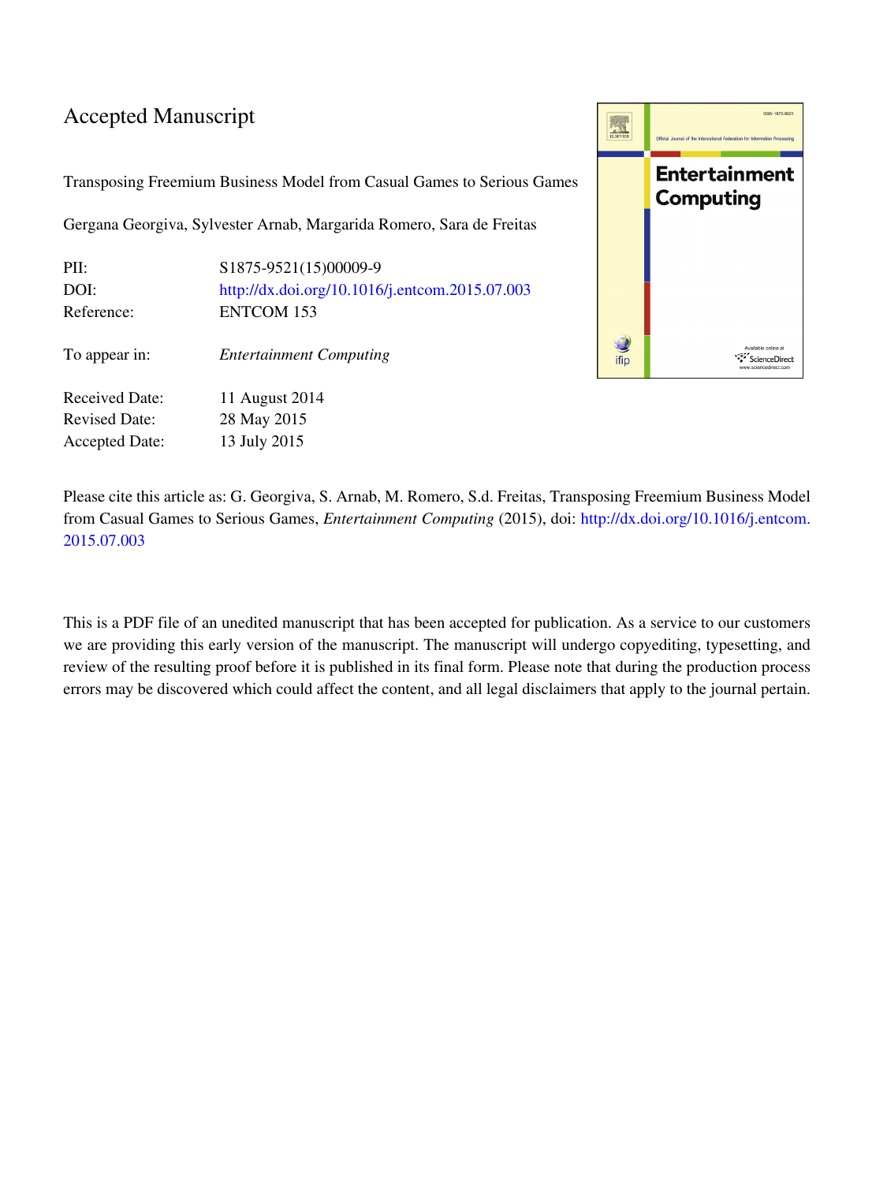# Accepted Manuscript

Transposing Freemium Business Model from Casual Games to Serious Games

Gergana Georgiva, Sylvester Arnab, Margarida Romero, Sara de Freitas

| | |
|---|---|
| PII: | S1875-9521(15)00009-9 |
| DOI: | http://dx.doi.org/10.1016/j.entcom.2015.07.003 |
| Reference: | ENTCOM 153 |
| To appear in: | *Entertainment Computing* |
| Received Date: | 11 August 2014 |
| Revised Date: | 28 May 2015 |
| Accepted Date: | 13 July 2015 |

Please cite this article as: G. Georgiva, S. Arnab, M. Romero, S.d. Freitas, Transposing Freemium Business Model from Casual Games to Serious Games, *Entertainment Computing* (2015), doi: http://dx.doi.org/10.1016/j.entcom.2015.07.003

This is a PDF file of an unedited manuscript that has been accepted for publication. As a service to our customers we are providing this early version of the manuscript. The manuscript will undergo copyediting, typesetting, and review of the resulting proof before it is published in its final form. Please note that during the production process errors may be discovered which could affect the content, and all legal disclaimers that apply to the journal pertain.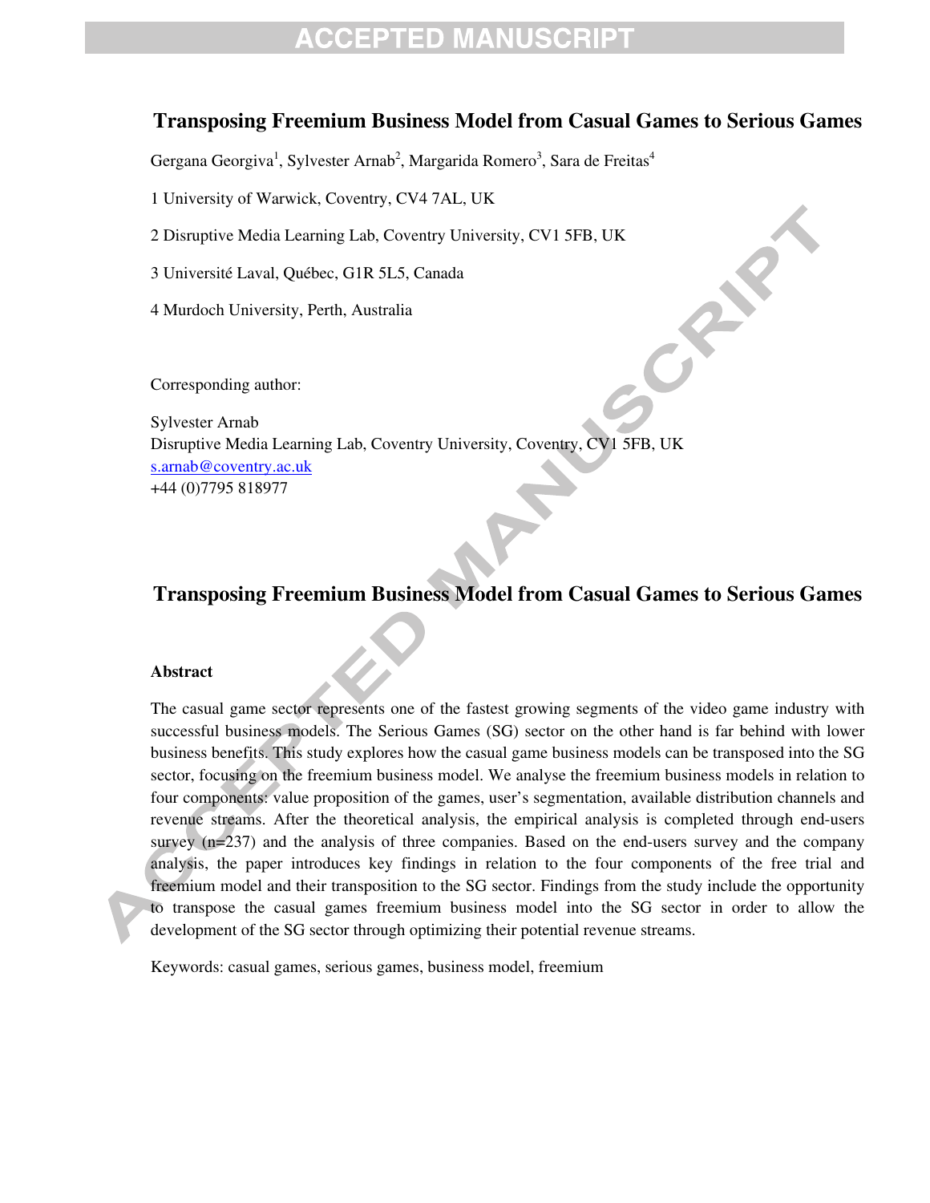# Transposing Freemium Business Model from Casual Games to Serious Games

Gergana Georgiva[1], Sylvester Arnab[2], Margarida Romero[3], Sara de Freitas[4]

1 University of Warwick, Coventry, CV4 7AL, UK

2 Disruptive Media Learning Lab, Coventry University, CV1 5FB, UK

3 Université Laval, Québec, G1R 5L5, Canada

4 Murdoch University, Perth, Australia

Corresponding author:

Sylvester Arnab
Disruptive Media Learning Lab, Coventry University, Coventry, CV1 5FB, UK
s.arnab@coventry.ac.uk
+44 (0)7795 818977

# Transposing Freemium Business Model from Casual Games to Serious Games

## Abstract

The casual game sector represents one of the fastest growing segments of the video game industry with successful business models. The Serious Games (SG) sector on the other hand is far behind with lower business benefits. This study explores how the casual game business models can be transposed into the SG sector, focusing on the freemium business model. We analyse the freemium business models in relation to four components: value proposition of the games, user's segmentation, available distribution channels and revenue streams. After the theoretical analysis, the empirical analysis is completed through end-users survey (n=237) and the analysis of three companies. Based on the end-users survey and the company analysis, the paper introduces key findings in relation to the four components of the free trial and freemium model and their transposition to the SG sector. Findings from the study include the opportunity to transpose the casual games freemium business model into the SG sector in order to allow the development of the SG sector through optimizing their potential revenue streams.

Keywords: casual games, serious games, business model, freemium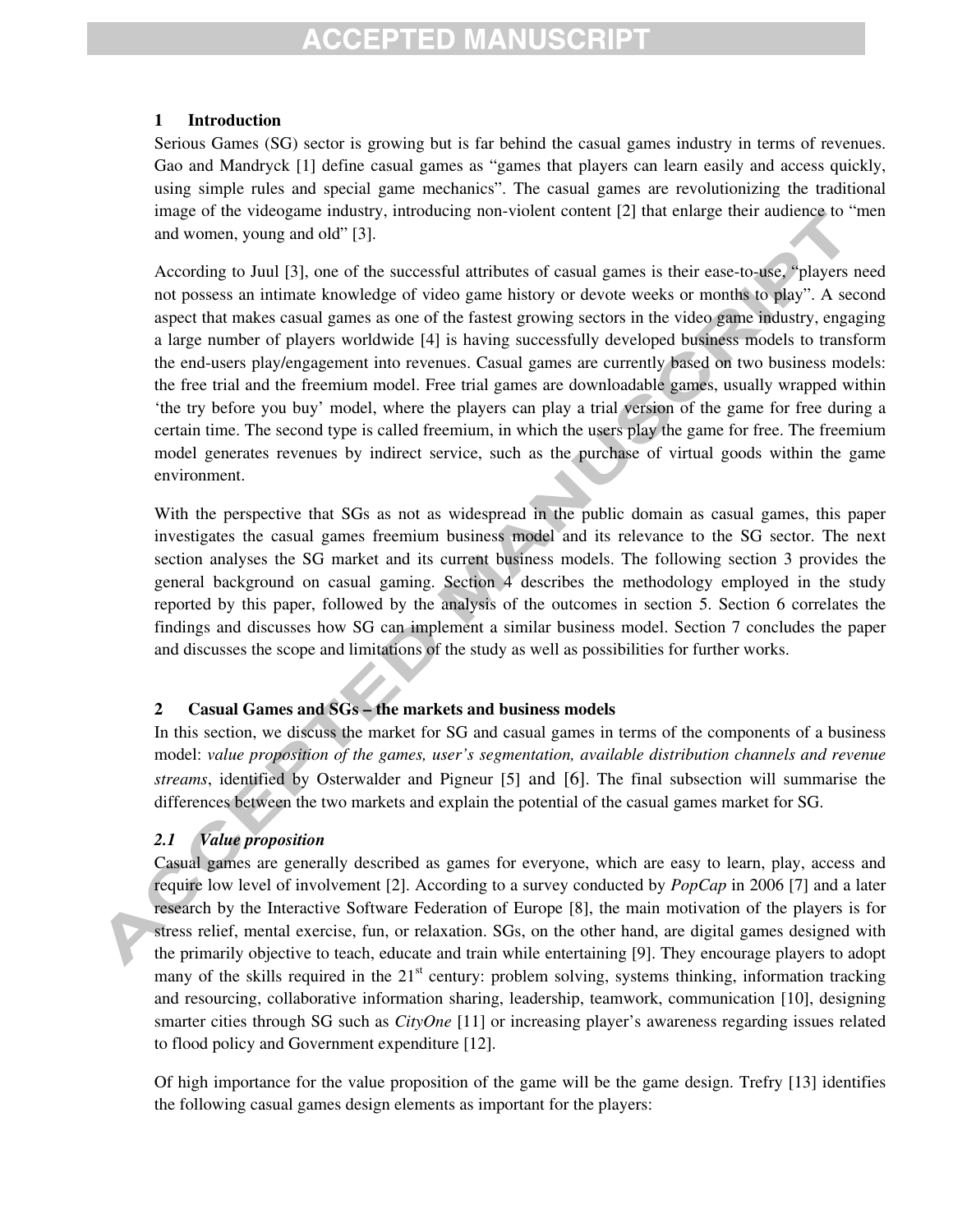# 1 Introduction

Serious Games (SG) sector is growing but is far behind the casual games industry in terms of revenues. Gao and Mandryck [1] define casual games as "games that players can learn easily and access quickly, using simple rules and special game mechanics". The casual games are revolutionizing the traditional image of the videogame industry, introducing non-violent content [2] that enlarge their audience to "men and women, young and old" [3].

According to Juul [3], one of the successful attributes of casual games is their ease-to-use, "players need not possess an intimate knowledge of video game history or devote weeks or months to play". A second aspect that makes casual games as one of the fastest growing sectors in the video game industry, engaging a large number of players worldwide [4] is having successfully developed business models to transform the end-users play/engagement into revenues. Casual games are currently based on two business models: the free trial and the freemium model. Free trial games are downloadable games, usually wrapped within 'the try before you buy' model, where the players can play a trial version of the game for free during a certain time. The second type is called freemium, in which the users play the game for free. The freemium model generates revenues by indirect service, such as the purchase of virtual goods within the game environment.

With the perspective that SGs as not as widespread in the public domain as casual games, this paper investigates the casual games freemium business model and its relevance to the SG sector. The next section analyses the SG market and its current business models. The following section 3 provides the general background on casual gaming. Section 4 describes the methodology employed in the study reported by this paper, followed by the analysis of the outcomes in section 5. Section 6 correlates the findings and discusses how SG can implement a similar business model. Section 7 concludes the paper and discusses the scope and limitations of the study as well as possibilities for further works.

# 2 Casual Games and SGs – the markets and business models

In this section, we discuss the market for SG and casual games in terms of the components of a business model: *value proposition of the games, user's segmentation, available distribution channels and revenue streams*, identified by Osterwalder and Pigneur [5] and [6]. The final subsection will summarise the differences between the two markets and explain the potential of the casual games market for SG.

## *2.1 Value proposition*

Casual games are generally described as games for everyone, which are easy to learn, play, access and require low level of involvement [2]. According to a survey conducted by *PopCap* in 2006 [7] and a later research by the Interactive Software Federation of Europe [8], the main motivation of the players is for stress relief, mental exercise, fun, or relaxation. SGs, on the other hand, are digital games designed with the primarily objective to teach, educate and train while entertaining [9]. They encourage players to adopt many of the skills required in the 21st century: problem solving, systems thinking, information tracking and resourcing, collaborative information sharing, leadership, teamwork, communication [10], designing smarter cities through SG such as *CityOne* [11] or increasing player's awareness regarding issues related to flood policy and Government expenditure [12].

Of high importance for the value proposition of the game will be the game design. Trefry [13] identifies the following casual games design elements as important for the players: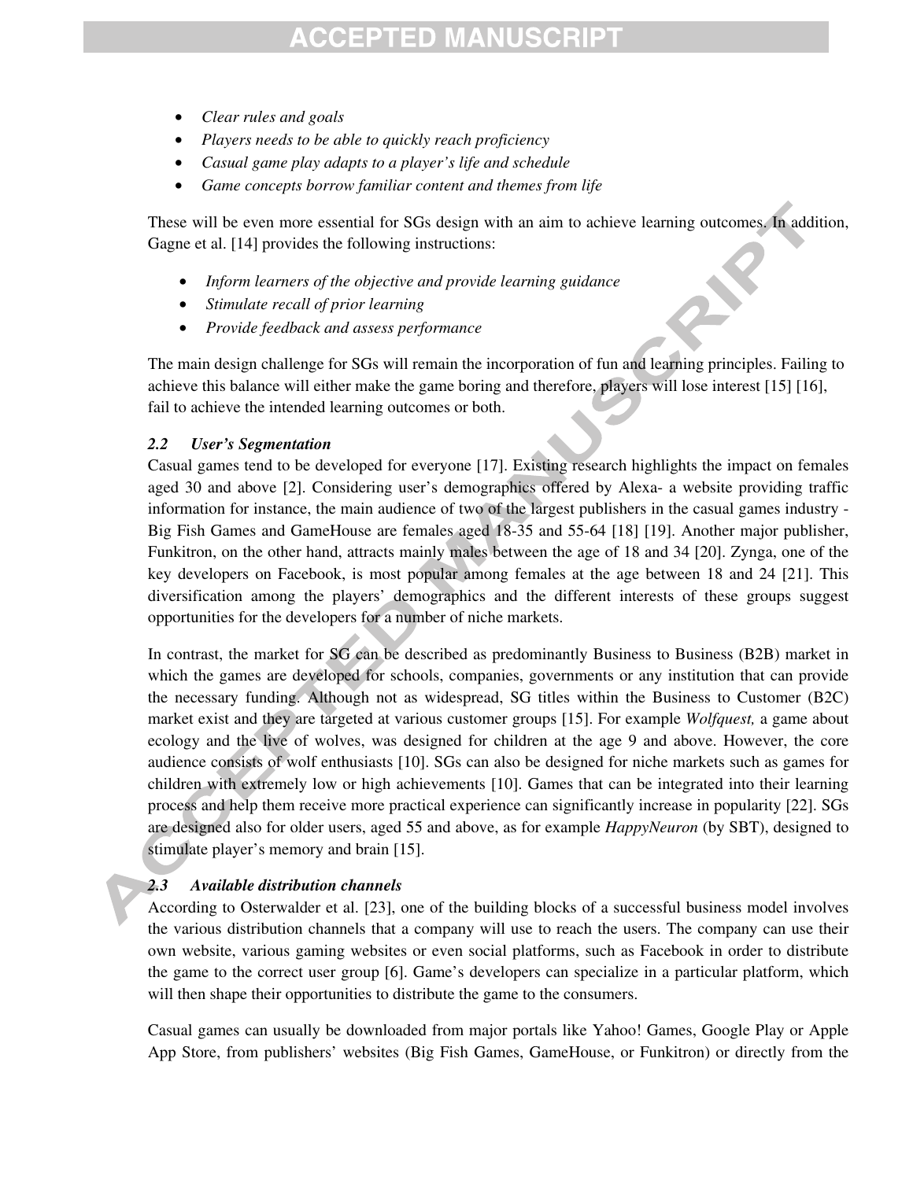- *Clear rules and goals*
- *Players needs to be able to quickly reach proficiency*
- *Casual game play adapts to a player's life and schedule*
- *Game concepts borrow familiar content and themes from life*

These will be even more essential for SGs design with an aim to achieve learning outcomes. In addition, Gagne et al. [14] provides the following instructions:

- *Inform learners of the objective and provide learning guidance*
- *Stimulate recall of prior learning*
- *Provide feedback and assess performance*

The main design challenge for SGs will remain the incorporation of fun and learning principles. Failing to achieve this balance will either make the game boring and therefore, players will lose interest [15] [16], fail to achieve the intended learning outcomes or both.

### *2.2 User's Segmentation*

Casual games tend to be developed for everyone [17]. Existing research highlights the impact on females aged 30 and above [2]. Considering user's demographics offered by Alexa- a website providing traffic information for instance, the main audience of two of the largest publishers in the casual games industry - Big Fish Games and GameHouse are females aged 18-35 and 55-64 [18] [19]. Another major publisher, Funkitron, on the other hand, attracts mainly males between the age of 18 and 34 [20]. Zynga, one of the key developers on Facebook, is most popular among females at the age between 18 and 24 [21]. This diversification among the players' demographics and the different interests of these groups suggest opportunities for the developers for a number of niche markets.

In contrast, the market for SG can be described as predominantly Business to Business (B2B) market in which the games are developed for schools, companies, governments or any institution that can provide the necessary funding. Although not as widespread, SG titles within the Business to Customer (B2C) market exist and they are targeted at various customer groups [15]. For example *Wolfquest,* a game about ecology and the live of wolves, was designed for children at the age 9 and above. However, the core audience consists of wolf enthusiasts [10]. SGs can also be designed for niche markets such as games for children with extremely low or high achievements [10]. Games that can be integrated into their learning process and help them receive more practical experience can significantly increase in popularity [22]. SGs are designed also for older users, aged 55 and above, as for example *HappyNeuron* (by SBT), designed to stimulate player's memory and brain [15].

### *2.3 Available distribution channels*

According to Osterwalder et al. [23], one of the building blocks of a successful business model involves the various distribution channels that a company will use to reach the users. The company can use their own website, various gaming websites or even social platforms, such as Facebook in order to distribute the game to the correct user group [6]. Game's developers can specialize in a particular platform, which will then shape their opportunities to distribute the game to the consumers.

Casual games can usually be downloaded from major portals like Yahoo! Games, Google Play or Apple App Store, from publishers' websites (Big Fish Games, GameHouse, or Funkitron) or directly from the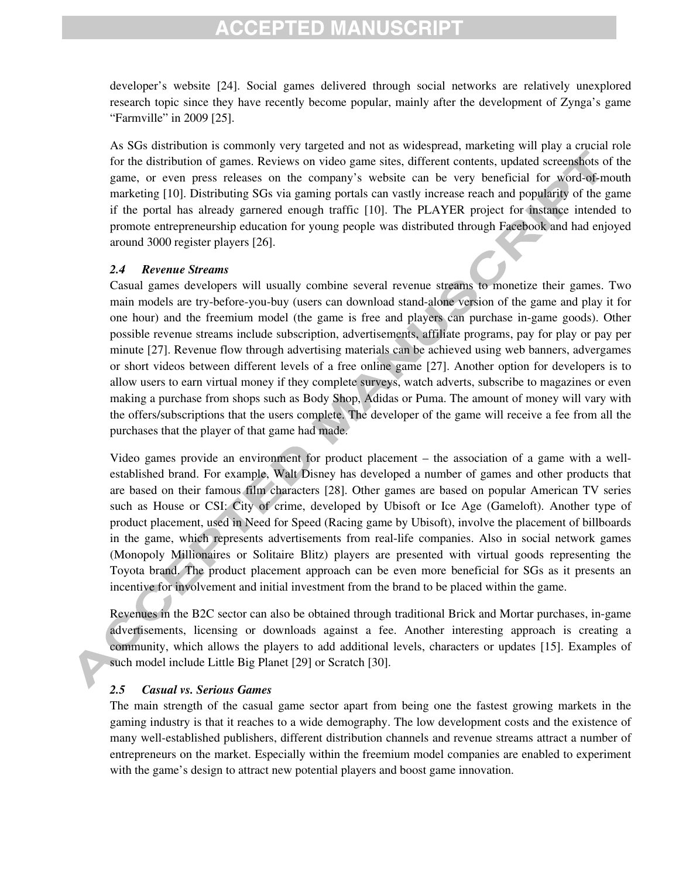developer's website [24]. Social games delivered through social networks are relatively unexplored research topic since they have recently become popular, mainly after the development of Zynga's game "Farmville" in 2009 [25].

As SGs distribution is commonly very targeted and not as widespread, marketing will play a crucial role for the distribution of games. Reviews on video game sites, different contents, updated screenshots of the game, or even press releases on the company's website can be very beneficial for word-of-mouth marketing [10]. Distributing SGs via gaming portals can vastly increase reach and popularity of the game if the portal has already garnered enough traffic [10]. The PLAYER project for instance intended to promote entrepreneurship education for young people was distributed through Facebook and had enjoyed around 3000 register players [26].

### 2.4 Revenue Streams

Casual games developers will usually combine several revenue streams to monetize their games. Two main models are try-before-you-buy (users can download stand-alone version of the game and play it for one hour) and the freemium model (the game is free and players can purchase in-game goods). Other possible revenue streams include subscription, advertisements, affiliate programs, pay for play or pay per minute [27]. Revenue flow through advertising materials can be achieved using web banners, advergames or short videos between different levels of a free online game [27]. Another option for developers is to allow users to earn virtual money if they complete surveys, watch adverts, subscribe to magazines or even making a purchase from shops such as Body Shop, Adidas or Puma. The amount of money will vary with the offers/subscriptions that the users complete. The developer of the game will receive a fee from all the purchases that the player of that game had made.

Video games provide an environment for product placement – the association of a game with a well-established brand. For example, Walt Disney has developed a number of games and other products that are based on their famous film characters [28]. Other games are based on popular American TV series such as House or CSI: City of crime, developed by Ubisoft or Ice Age (Gameloft). Another type of product placement, used in Need for Speed (Racing game by Ubisoft), involve the placement of billboards in the game, which represents advertisements from real-life companies. Also in social network games (Monopoly Millionaires or Solitaire Blitz) players are presented with virtual goods representing the Toyota brand. The product placement approach can be even more beneficial for SGs as it presents an incentive for involvement and initial investment from the brand to be placed within the game.

Revenues in the B2C sector can also be obtained through traditional Brick and Mortar purchases, in-game advertisements, licensing or downloads against a fee. Another interesting approach is creating a community, which allows the players to add additional levels, characters or updates [15]. Examples of such model include Little Big Planet [29] or Scratch [30].

### 2.5 Casual vs. Serious Games

The main strength of the casual game sector apart from being one the fastest growing markets in the gaming industry is that it reaches to a wide demography. The low development costs and the existence of many well-established publishers, different distribution channels and revenue streams attract a number of entrepreneurs on the market. Especially within the freemium model companies are enabled to experiment with the game's design to attract new potential players and boost game innovation.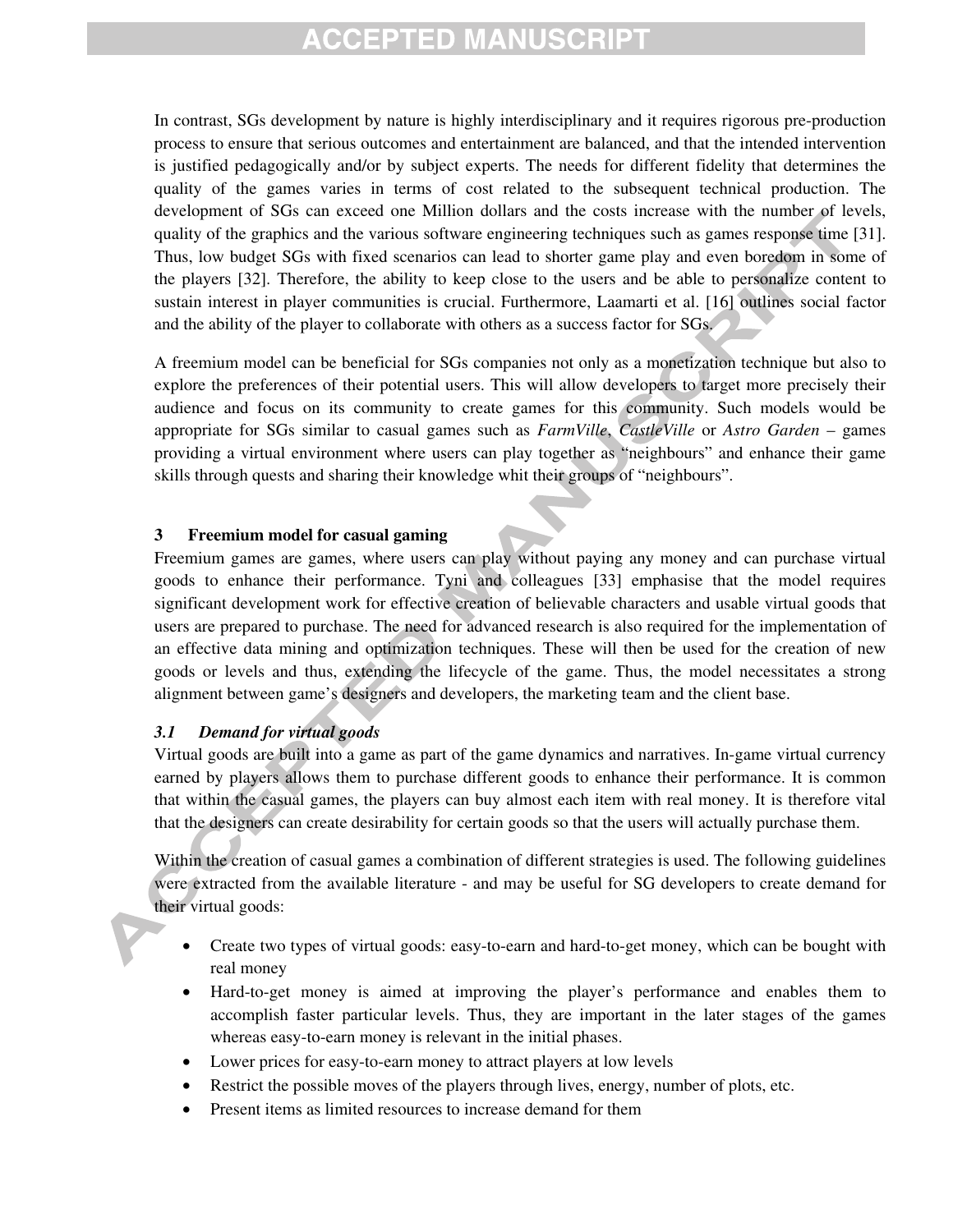In contrast, SGs development by nature is highly interdisciplinary and it requires rigorous pre-production process to ensure that serious outcomes and entertainment are balanced, and that the intended intervention is justified pedagogically and/or by subject experts. The needs for different fidelity that determines the quality of the games varies in terms of cost related to the subsequent technical production. The development of SGs can exceed one Million dollars and the costs increase with the number of levels, quality of the graphics and the various software engineering techniques such as games response time [31]. Thus, low budget SGs with fixed scenarios can lead to shorter game play and even boredom in some of the players [32]. Therefore, the ability to keep close to the users and be able to personalize content to sustain interest in player communities is crucial. Furthermore, Laamarti et al. [16] outlines social factor and the ability of the player to collaborate with others as a success factor for SGs.

A freemium model can be beneficial for SGs companies not only as a monetization technique but also to explore the preferences of their potential users. This will allow developers to target more precisely their audience and focus on its community to create games for this community. Such models would be appropriate for SGs similar to casual games such as *FarmVille*, *CastleVille* or *Astro Garden* – games providing a virtual environment where users can play together as "neighbours" and enhance their game skills through quests and sharing their knowledge whit their groups of "neighbours".

## 3 Freemium model for casual gaming

Freemium games are games, where users can play without paying any money and can purchase virtual goods to enhance their performance. Tyni and colleagues [33] emphasise that the model requires significant development work for effective creation of believable characters and usable virtual goods that users are prepared to purchase. The need for advanced research is also required for the implementation of an effective data mining and optimization techniques. These will then be used for the creation of new goods or levels and thus, extending the lifecycle of the game. Thus, the model necessitates a strong alignment between game's designers and developers, the marketing team and the client base.

### *3.1 Demand for virtual goods*

Virtual goods are built into a game as part of the game dynamics and narratives. In-game virtual currency earned by players allows them to purchase different goods to enhance their performance. It is common that within the casual games, the players can buy almost each item with real money. It is therefore vital that the designers can create desirability for certain goods so that the users will actually purchase them.

Within the creation of casual games a combination of different strategies is used. The following guidelines were extracted from the available literature - and may be useful for SG developers to create demand for their virtual goods:

- Create two types of virtual goods: easy-to-earn and hard-to-get money, which can be bought with real money
- Hard-to-get money is aimed at improving the player's performance and enables them to accomplish faster particular levels. Thus, they are important in the later stages of the games whereas easy-to-earn money is relevant in the initial phases.
- Lower prices for easy-to-earn money to attract players at low levels
- Restrict the possible moves of the players through lives, energy, number of plots, etc.
- Present items as limited resources to increase demand for them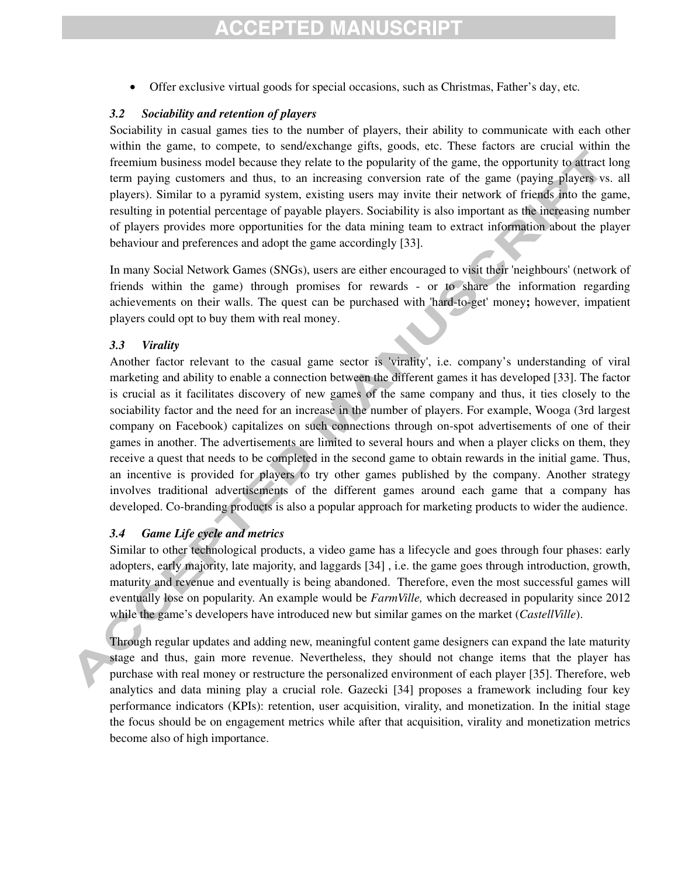- Offer exclusive virtual goods for special occasions, such as Christmas, Father's day, etc.

### 3.2 Sociability and retention of players

Sociability in casual games ties to the number of players, their ability to communicate with each other within the game, to compete, to send/exchange gifts, goods, etc. These factors are crucial within the freemium business model because they relate to the popularity of the game, the opportunity to attract long term paying customers and thus, to an increasing conversion rate of the game (paying players vs. all players). Similar to a pyramid system, existing users may invite their network of friends into the game, resulting in potential percentage of payable players. Sociability is also important as the increasing number of players provides more opportunities for the data mining team to extract information about the player behaviour and preferences and adopt the game accordingly [33].

In many Social Network Games (SNGs), users are either encouraged to visit their 'neighbours' (network of friends within the game) through promises for rewards - or to share the information regarding achievements on their walls. The quest can be purchased with 'hard-to-get' money**;** however, impatient players could opt to buy them with real money.

### 3.3 Virality

Another factor relevant to the casual game sector is 'virality', i.e. company's understanding of viral marketing and ability to enable a connection between the different games it has developed [33]. The factor is crucial as it facilitates discovery of new games of the same company and thus, it ties closely to the sociability factor and the need for an increase in the number of players. For example, Wooga (3rd largest company on Facebook) capitalizes on such connections through on-spot advertisements of one of their games in another. The advertisements are limited to several hours and when a player clicks on them, they receive a quest that needs to be completed in the second game to obtain rewards in the initial game. Thus, an incentive is provided for players to try other games published by the company. Another strategy involves traditional advertisements of the different games around each game that a company has developed. Co-branding products is also a popular approach for marketing products to wider the audience.

### 3.4 Game Life cycle and metrics

Similar to other technological products, a video game has a lifecycle and goes through four phases: early adopters, early majority, late majority, and laggards [34] , i.e. the game goes through introduction, growth, maturity and revenue and eventually is being abandoned. Therefore, even the most successful games will eventually lose on popularity. An example would be *FarmVille,* which decreased in popularity since 2012 while the game's developers have introduced new but similar games on the market (*CastellVille*).

Through regular updates and adding new, meaningful content game designers can expand the late maturity stage and thus, gain more revenue. Nevertheless, they should not change items that the player has purchase with real money or restructure the personalized environment of each player [35]. Therefore, web analytics and data mining play a crucial role. Gazecki [34] proposes a framework including four key performance indicators (KPIs): retention, user acquisition, virality, and monetization. In the initial stage the focus should be on engagement metrics while after that acquisition, virality and monetization metrics become also of high importance.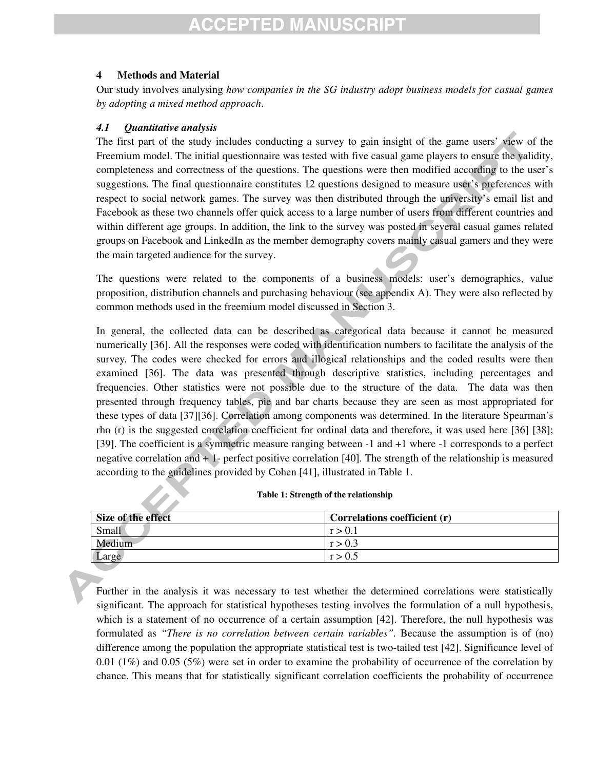## 4 Methods and Material

Our study involves analysing *how companies in the SG industry adopt business models for casual games by adopting a mixed method approach*.

### *4.1 Quantitative analysis*

The first part of the study includes conducting a survey to gain insight of the game users' view of the Freemium model. The initial questionnaire was tested with five casual game players to ensure the validity, completeness and correctness of the questions. The questions were then modified according to the user's suggestions. The final questionnaire constitutes 12 questions designed to measure user's preferences with respect to social network games. The survey was then distributed through the university's email list and Facebook as these two channels offer quick access to a large number of users from different countries and within different age groups. In addition, the link to the survey was posted in several casual games related groups on Facebook and LinkedIn as the member demography covers mainly casual gamers and they were the main targeted audience for the survey.

The questions were related to the components of a business models: user's demographics, value proposition, distribution channels and purchasing behaviour (see appendix A). They were also reflected by common methods used in the freemium model discussed in Section 3.

In general, the collected data can be described as categorical data because it cannot be measured numerically [36]. All the responses were coded with identification numbers to facilitate the analysis of the survey. The codes were checked for errors and illogical relationships and the coded results were then examined [36]. The data was presented through descriptive statistics, including percentages and frequencies. Other statistics were not possible due to the structure of the data. The data was then presented through frequency tables, pie and bar charts because they are seen as most appropriated for these types of data [37][36]. Correlation among components was determined. In the literature Spearman's rho (r) is the suggested correlation coefficient for ordinal data and therefore, it was used here [36] [38]; [39]. The coefficient is a symmetric measure ranging between -1 and +1 where -1 corresponds to a perfect negative correlation and + 1- perfect positive correlation [40]. The strength of the relationship is measured according to the guidelines provided by Cohen [41], illustrated in Table 1.

**Table 1: Strength of the relationship**

| Size of the effect | Correlations coefficient (r) |
|---|---|
| Small | $r > 0.1$ |
| Medium | $r > 0.3$ |
| Large | $r > 0.5$ |

Further in the analysis it was necessary to test whether the determined correlations were statistically significant. The approach for statistical hypotheses testing involves the formulation of a null hypothesis, which is a statement of no occurrence of a certain assumption [42]. Therefore, the null hypothesis was formulated as *"There is no correlation between certain variables"*. Because the assumption is of (no) difference among the population the appropriate statistical test is two-tailed test [42]. Significance level of 0.01 (1%) and 0.05 (5%) were set in order to examine the probability of occurrence of the correlation by chance. This means that for statistically significant correlation coefficients the probability of occurrence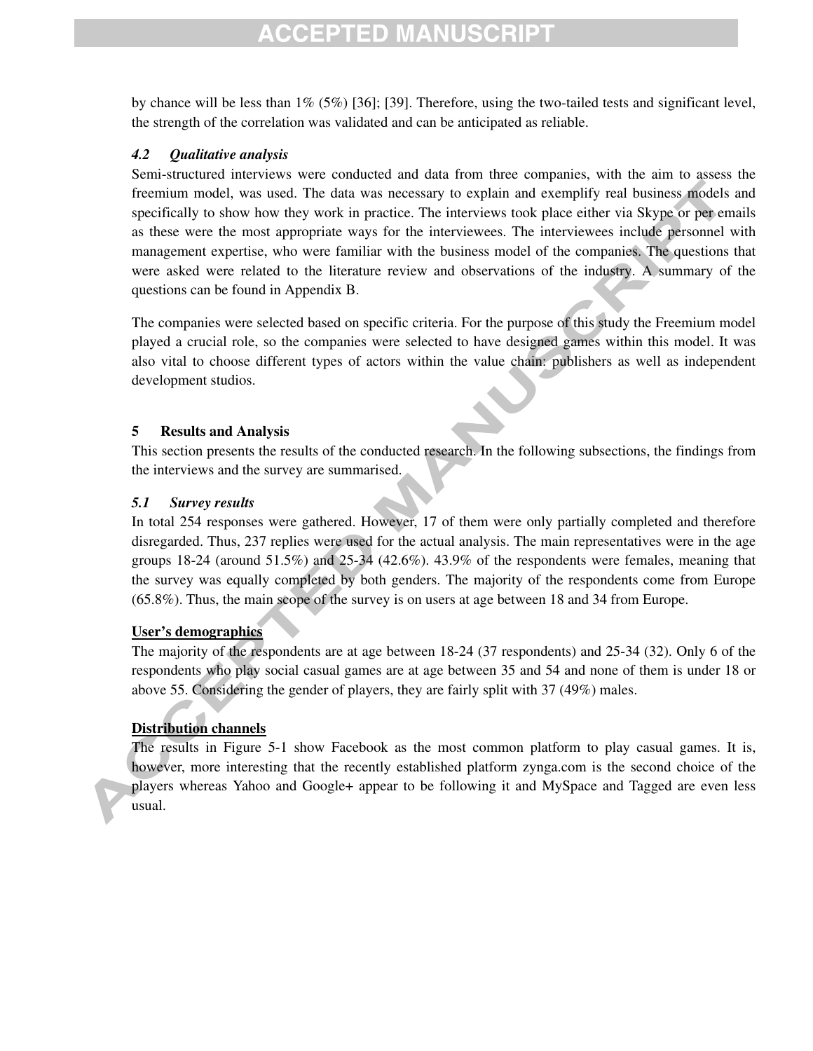by chance will be less than 1% (5%) [36]; [39]. Therefore, using the two-tailed tests and significant level, the strength of the correlation was validated and can be anticipated as reliable.

### *4.2 Qualitative analysis*

Semi-structured interviews were conducted and data from three companies, with the aim to assess the freemium model, was used. The data was necessary to explain and exemplify real business models and specifically to show how they work in practice. The interviews took place either via Skype or per emails as these were the most appropriate ways for the interviewees. The interviewees include personnel with management expertise, who were familiar with the business model of the companies. The questions that were asked were related to the literature review and observations of the industry. A summary of the questions can be found in Appendix B.

The companies were selected based on specific criteria. For the purpose of this study the Freemium model played a crucial role, so the companies were selected to have designed games within this model. It was also vital to choose different types of actors within the value chain: publishers as well as independent development studios.

## 5 Results and Analysis

This section presents the results of the conducted research. In the following subsections, the findings from the interviews and the survey are summarised.

### *5.1 Survey results*

In total 254 responses were gathered. However, 17 of them were only partially completed and therefore disregarded. Thus, 237 replies were used for the actual analysis. The main representatives were in the age groups 18-24 (around 51.5%) and 25-34 (42.6%). 43.9% of the respondents were females, meaning that the survey was equally completed by both genders. The majority of the respondents come from Europe (65.8%). Thus, the main scope of the survey is on users at age between 18 and 34 from Europe.

<u>User's demographics</u>

The majority of the respondents are at age between 18-24 (37 respondents) and 25-34 (32). Only 6 of the respondents who play social casual games are at age between 35 and 54 and none of them is under 18 or above 55. Considering the gender of players, they are fairly split with 37 (49%) males.

<u>Distribution channels</u>

The results in Figure 5-1 show Facebook as the most common platform to play casual games. It is, however, more interesting that the recently established platform zynga.com is the second choice of the players whereas Yahoo and Google+ appear to be following it and MySpace and Tagged are even less usual.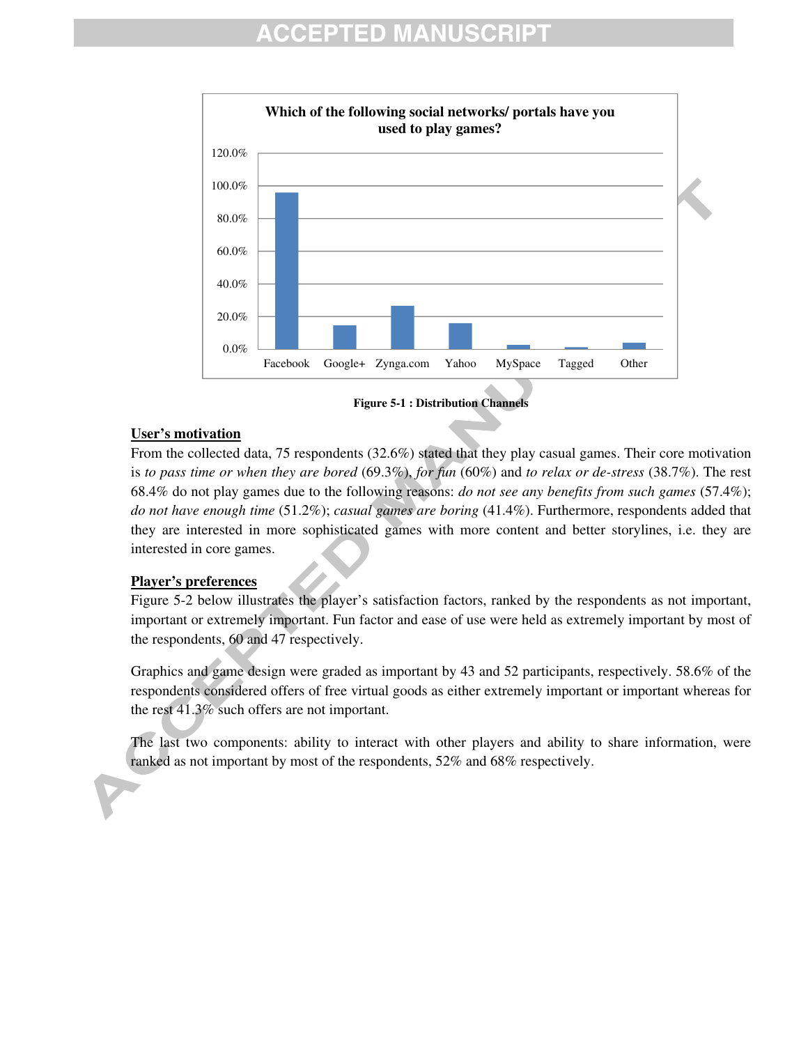Figure 5-1 : Distribution Channels

**User's motivation**

From the collected data, 75 respondents (32.6%) stated that they play casual games. Their core motivation is *to pass time or when they are bored* (69.3%), *for fun* (60%) and *to relax or de-stress* (38.7%). The rest 68.4% do not play games due to the following reasons: *do not see any benefits from such games* (57.4%); *do not have enough time* (51.2%); *casual games are boring* (41.4%). Furthermore, respondents added that they are interested in more sophisticated games with more content and better storylines, i.e. they are interested in core games.

**Player's preferences**

Figure 5-2 below illustrates the player's satisfaction factors, ranked by the respondents as not important, important or extremely important. Fun factor and ease of use were held as extremely important by most of the respondents, 60 and 47 respectively.

Graphics and game design were graded as important by 43 and 52 participants, respectively. 58.6% of the respondents considered offers of free virtual goods as either extremely important or important whereas for the rest 41.3% such offers are not important.

The last two components: ability to interact with other players and ability to share information, were ranked as not important by most of the respondents, 52% and 68% respectively.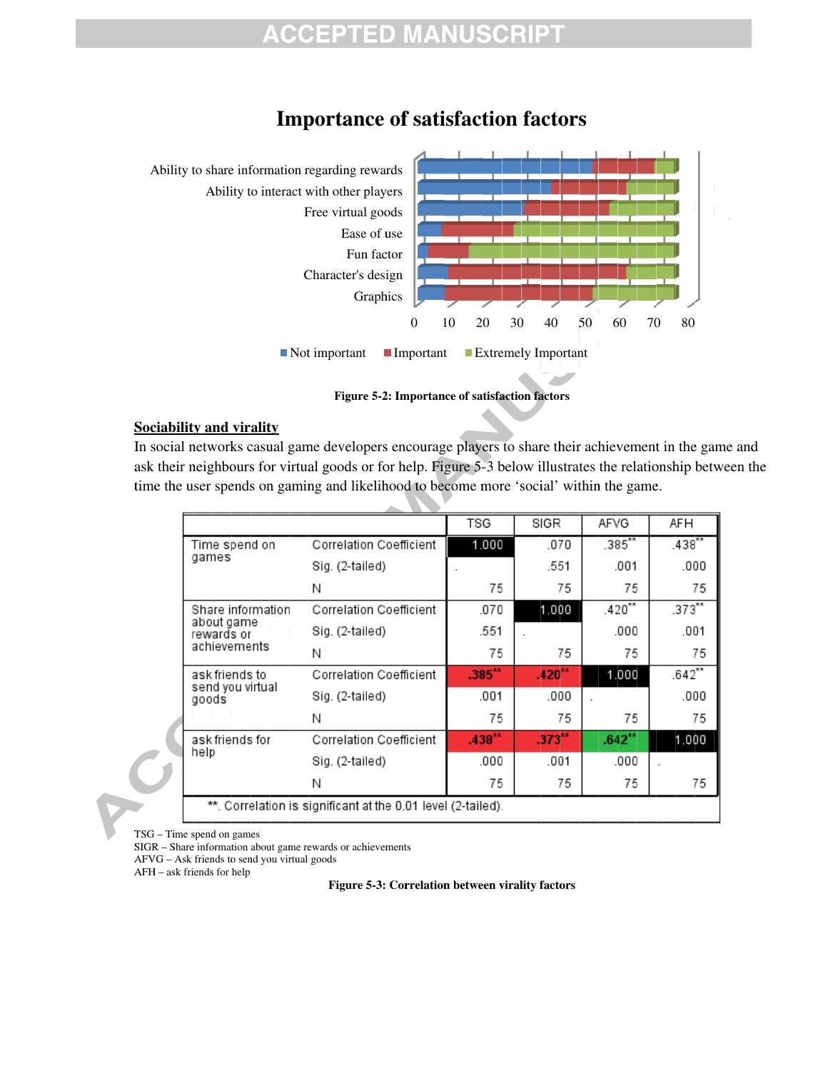## Importance of satisfaction factors

Ability to share information regarding rewards
Ability to interact with other players
Free virtual goods
Ease of use
Fun factor
Character's design
Graphics

0 10 20 30 40 50 60 70 80

Not important Important Extremely Important

**Figure 5-2: Importance of satisfaction factors**

**Sociability and virality**

In social networks casual game developers encourage players to share their achievement in the game and ask their neighbours for virtual goods or for help. Figure 5-3 below illustrates the relationship between the time the user spends on gaming and likelihood to become more 'social' within the game.

| | | TSG | SIGR | AFVG | AFH |
|---|---|---|---|---|---|
| Time spend on games | Correlation Coefficient | 1.000 | .070 | .385** | .438** |
| | Sig. (2-tailed) | . | .551 | .001 | .000 |
| | N | 75 | 75 | 75 | 75 |
| Share information about game rewards or achievements | Correlation Coefficient | .070 | 1.000 | .420** | .373** |
| | Sig. (2-tailed) | .551 | . | .000 | .001 |
| | N | 75 | 75 | 75 | 75 |
| ask friends to send you virtual goods | Correlation Coefficient | .385** | .420** | 1.000 | .642** |
| | Sig. (2-tailed) | .001 | .000 | . | .000 |
| | N | 75 | 75 | 75 | 75 |
| ask friends for help | Correlation Coefficient | .438** | .373** | .642** | 1.000 |
| | Sig. (2-tailed) | .000 | .001 | .000 | . |
| | N | 75 | 75 | 75 | 75 |

**. Correlation is significant at the 0.01 level (2-tailed).

TSG – Time spend on games
SIGR – Share information about game rewards or achievements
AFVG – Ask friends to send you virtual goods
AFH – ask friends for help

**Figure 5-3: Correlation between virality factors**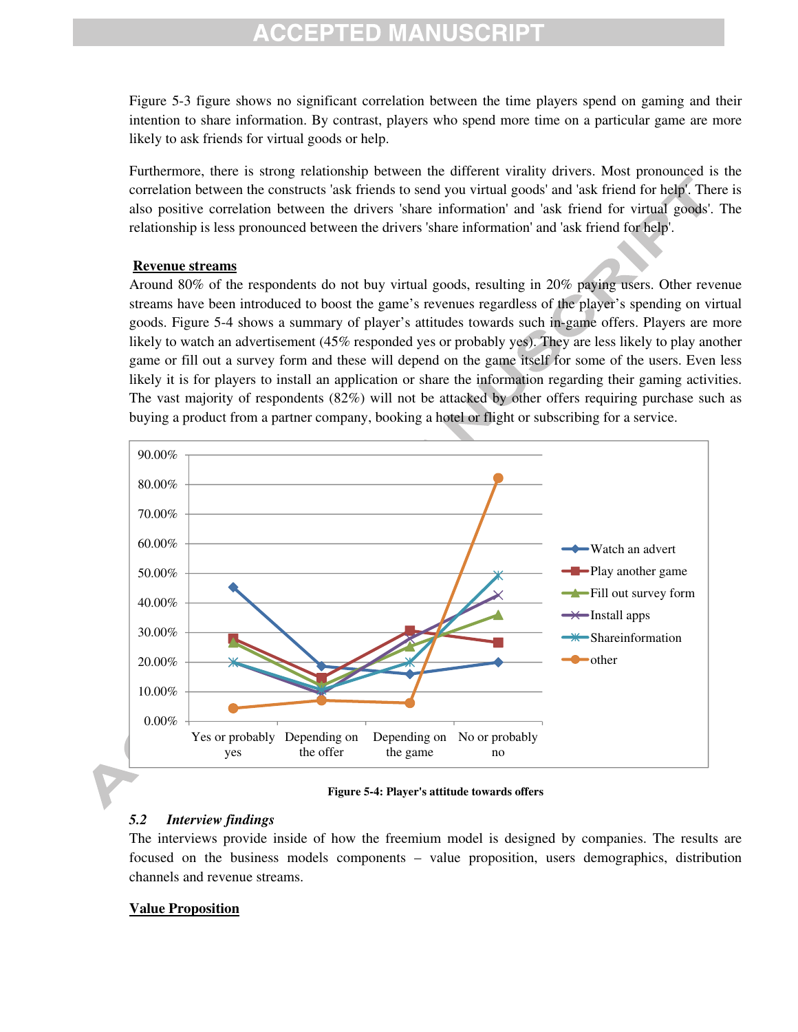Figure 5-3 figure shows no significant correlation between the time players spend on gaming and their intention to share information. By contrast, players who spend more time on a particular game are more likely to ask friends for virtual goods or help.

Furthermore, there is strong relationship between the different virality drivers. Most pronounced is the correlation between the constructs 'ask friends to send you virtual goods' and 'ask friend for help'. There is also positive correlation between the drivers 'share information' and 'ask friend for virtual goods'. The relationship is less pronounced between the drivers 'share information' and 'ask friend for help'.

**Revenue streams**

Around 80% of the respondents do not buy virtual goods, resulting in 20% paying users. Other revenue streams have been introduced to boost the game's revenues regardless of the player's spending on virtual goods. Figure 5-4 shows a summary of player's attitudes towards such in-game offers. Players are more likely to watch an advertisement (45% responded yes or probably yes). They are less likely to play another game or fill out a survey form and these will depend on the game itself for some of the users. Even less likely it is for players to install an application or share the information regarding their gaming activities. The vast majority of respondents (82%) will not be attacked by other offers requiring purchase such as buying a product from a partner company, booking a hotel or flight or subscribing for a service.

**Figure 5-4: Player's attitude towards offers**

## 5.2 *Interview findings*

The interviews provide inside of how the freemium model is designed by companies. The results are focused on the business models components – value proposition, users demographics, distribution channels and revenue streams.

**Value Proposition**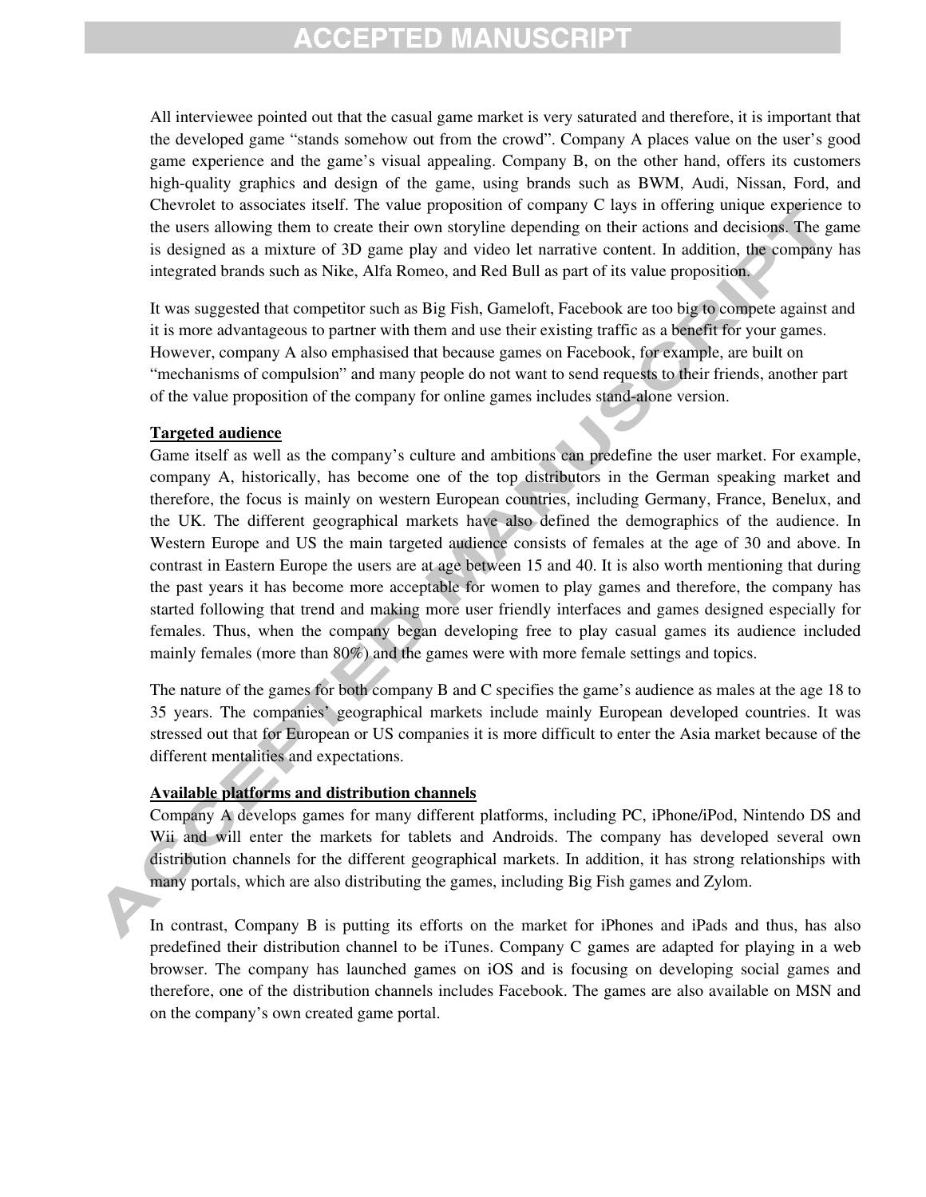All interviewee pointed out that the casual game market is very saturated and therefore, it is important that the developed game "stands somehow out from the crowd". Company A places value on the user's good game experience and the game's visual appealing. Company B, on the other hand, offers its customers high-quality graphics and design of the game, using brands such as BWM, Audi, Nissan, Ford, and Chevrolet to associates itself. The value proposition of company C lays in offering unique experience to the users allowing them to create their own storyline depending on their actions and decisions. The game is designed as a mixture of 3D game play and video let narrative content. In addition, the company has integrated brands such as Nike, Alfa Romeo, and Red Bull as part of its value proposition.

It was suggested that competitor such as Big Fish, Gameloft, Facebook are too big to compete against and it is more advantageous to partner with them and use their existing traffic as a benefit for your games. However, company A also emphasised that because games on Facebook, for example, are built on "mechanisms of compulsion" and many people do not want to send requests to their friends, another part of the value proposition of the company for online games includes stand-alone version.

**Targeted audience**

Game itself as well as the company's culture and ambitions can predefine the user market. For example, company A, historically, has become one of the top distributors in the German speaking market and therefore, the focus is mainly on western European countries, including Germany, France, Benelux, and the UK. The different geographical markets have also defined the demographics of the audience. In Western Europe and US the main targeted audience consists of females at the age of 30 and above. In contrast in Eastern Europe the users are at age between 15 and 40. It is also worth mentioning that during the past years it has become more acceptable for women to play games and therefore, the company has started following that trend and making more user friendly interfaces and games designed especially for females. Thus, when the company began developing free to play casual games its audience included mainly females (more than 80%) and the games were with more female settings and topics.

The nature of the games for both company B and C specifies the game's audience as males at the age 18 to 35 years. The companies' geographical markets include mainly European developed countries. It was stressed out that for European or US companies it is more difficult to enter the Asia market because of the different mentalities and expectations.

**Available platforms and distribution channels**

Company A develops games for many different platforms, including PC, iPhone/iPod, Nintendo DS and Wii and will enter the markets for tablets and Androids. The company has developed several own distribution channels for the different geographical markets. In addition, it has strong relationships with many portals, which are also distributing the games, including Big Fish games and Zylom.

In contrast, Company B is putting its efforts on the market for iPhones and iPads and thus, has also predefined their distribution channel to be iTunes. Company C games are adapted for playing in a web browser. The company has launched games on iOS and is focusing on developing social games and therefore, one of the distribution channels includes Facebook. The games are also available on MSN and on the company's own created game portal.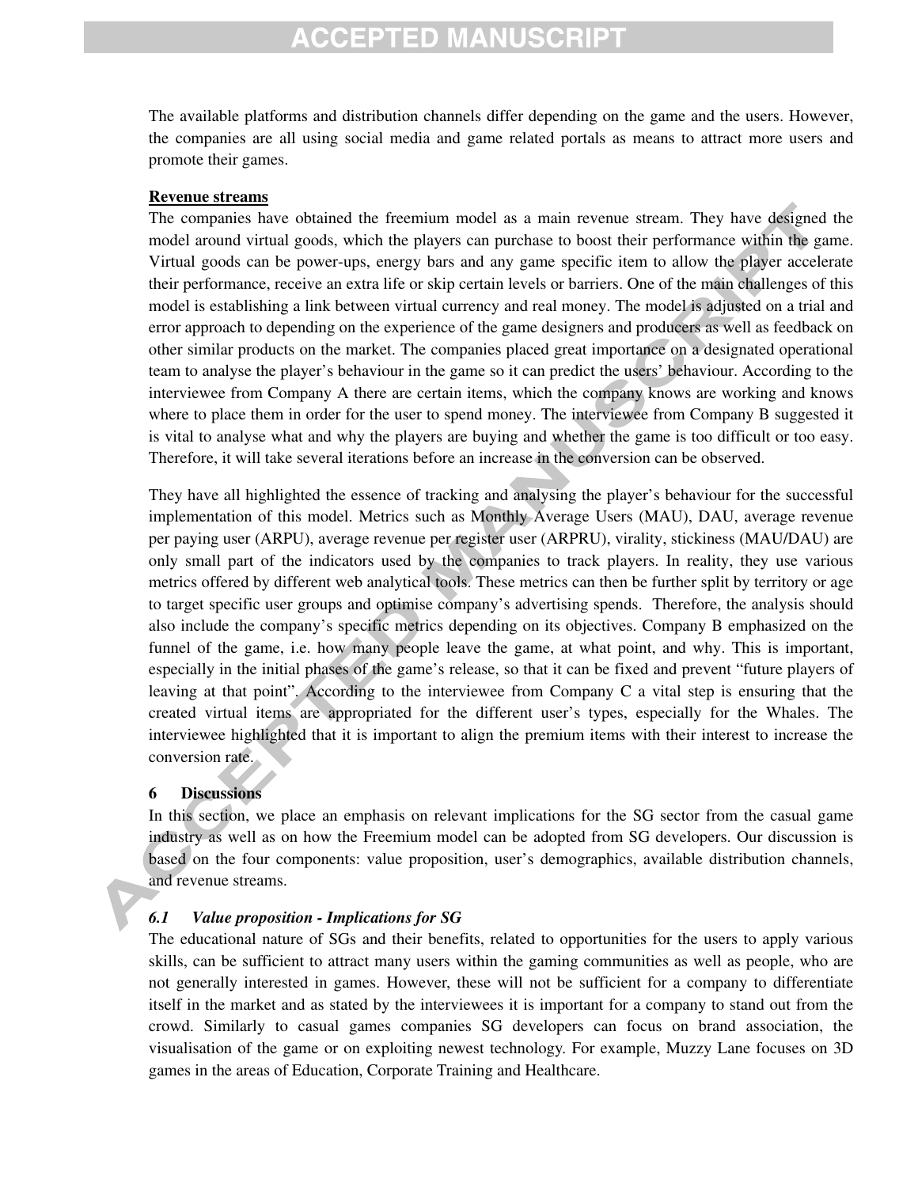The available platforms and distribution channels differ depending on the game and the users. However, the companies are all using social media and game related portals as means to attract more users and promote their games.

**Revenue streams**

The companies have obtained the freemium model as a main revenue stream. They have designed the model around virtual goods, which the players can purchase to boost their performance within the game. Virtual goods can be power-ups, energy bars and any game specific item to allow the player accelerate their performance, receive an extra life or skip certain levels or barriers. One of the main challenges of this model is establishing a link between virtual currency and real money. The model is adjusted on a trial and error approach to depending on the experience of the game designers and producers as well as feedback on other similar products on the market. The companies placed great importance on a designated operational team to analyse the player's behaviour in the game so it can predict the users' behaviour. According to the interviewee from Company A there are certain items, which the company knows are working and knows where to place them in order for the user to spend money. The interviewee from Company B suggested it is vital to analyse what and why the players are buying and whether the game is too difficult or too easy. Therefore, it will take several iterations before an increase in the conversion can be observed.

They have all highlighted the essence of tracking and analysing the player's behaviour for the successful implementation of this model. Metrics such as Monthly Average Users (MAU), DAU, average revenue per paying user (ARPU), average revenue per register user (ARPRU), virality, stickiness (MAU/DAU) are only small part of the indicators used by the companies to track players. In reality, they use various metrics offered by different web analytical tools. These metrics can then be further split by territory or age to target specific user groups and optimise company's advertising spends. Therefore, the analysis should also include the company's specific metrics depending on its objectives. Company B emphasized on the funnel of the game, i.e. how many people leave the game, at what point, and why. This is important, especially in the initial phases of the game's release, so that it can be fixed and prevent "future players of leaving at that point". According to the interviewee from Company C a vital step is ensuring that the created virtual items are appropriated for the different user's types, especially for the Whales. The interviewee highlighted that it is important to align the premium items with their interest to increase the conversion rate.

## 6 Discussions

In this section, we place an emphasis on relevant implications for the SG sector from the casual game industry as well as on how the Freemium model can be adopted from SG developers. Our discussion is based on the four components: value proposition, user's demographics, available distribution channels, and revenue streams.

### *6.1 Value proposition - Implications for SG*

The educational nature of SGs and their benefits, related to opportunities for the users to apply various skills, can be sufficient to attract many users within the gaming communities as well as people, who are not generally interested in games. However, these will not be sufficient for a company to differentiate itself in the market and as stated by the interviewees it is important for a company to stand out from the crowd. Similarly to casual games companies SG developers can focus on brand association, the visualisation of the game or on exploiting newest technology. For example, Muzzy Lane focuses on 3D games in the areas of Education, Corporate Training and Healthcare.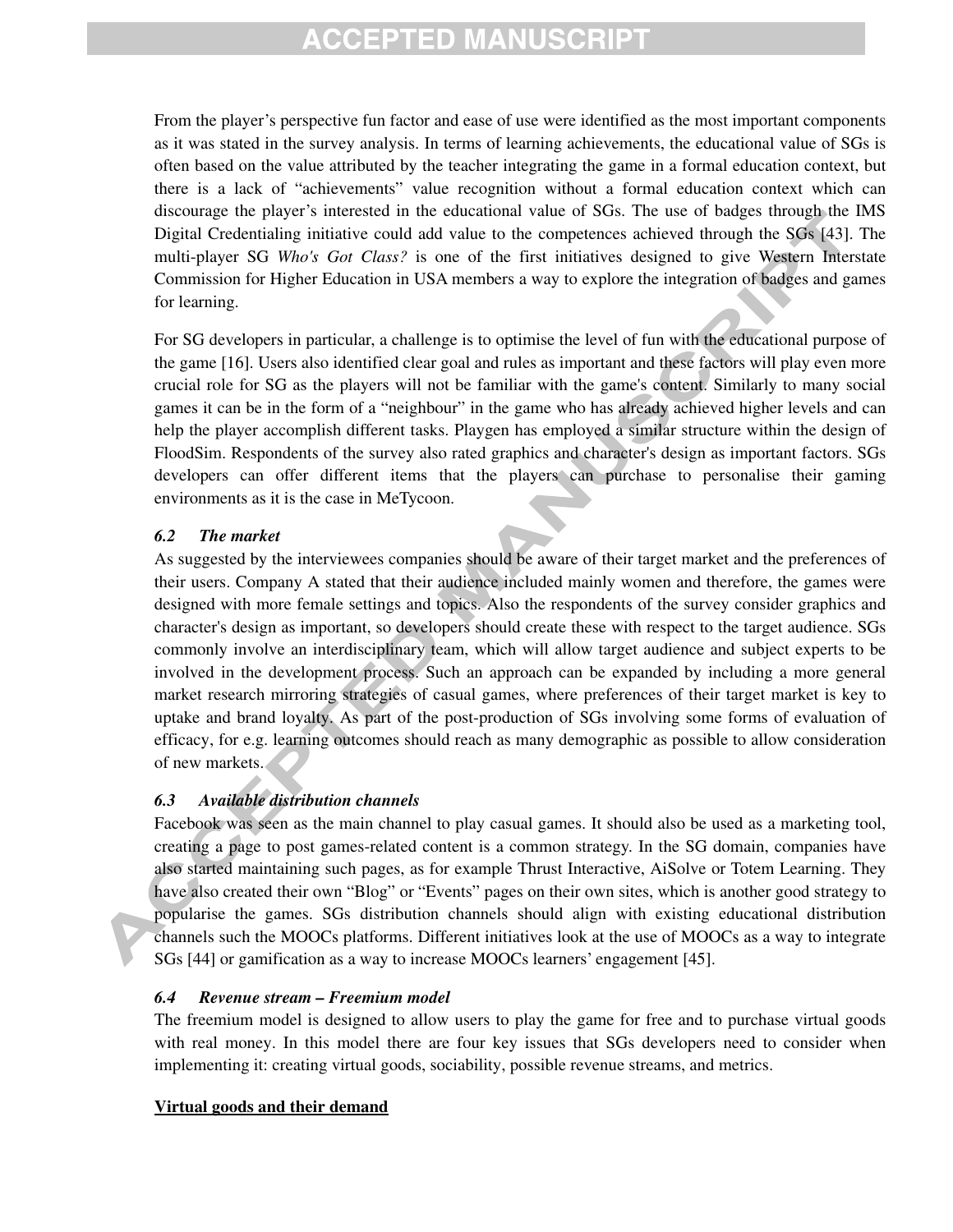From the player's perspective fun factor and ease of use were identified as the most important components as it was stated in the survey analysis. In terms of learning achievements, the educational value of SGs is often based on the value attributed by the teacher integrating the game in a formal education context, but there is a lack of "achievements" value recognition without a formal education context which can discourage the player's interested in the educational value of SGs. The use of badges through the IMS Digital Credentialing initiative could add value to the competences achieved through the SGs [43]. The multi-player SG *Who's Got Class?* is one of the first initiatives designed to give Western Interstate Commission for Higher Education in USA members a way to explore the integration of badges and games for learning.

For SG developers in particular, a challenge is to optimise the level of fun with the educational purpose of the game [16]. Users also identified clear goal and rules as important and these factors will play even more crucial role for SG as the players will not be familiar with the game's content. Similarly to many social games it can be in the form of a "neighbour" in the game who has already achieved higher levels and can help the player accomplish different tasks. Playgen has employed a similar structure within the design of FloodSim. Respondents of the survey also rated graphics and character's design as important factors. SGs developers can offer different items that the players can purchase to personalise their gaming environments as it is the case in MeTycoon.

### *6.2 The market*

As suggested by the interviewees companies should be aware of their target market and the preferences of their users. Company A stated that their audience included mainly women and therefore, the games were designed with more female settings and topics. Also the respondents of the survey consider graphics and character's design as important, so developers should create these with respect to the target audience. SGs commonly involve an interdisciplinary team, which will allow target audience and subject experts to be involved in the development process. Such an approach can be expanded by including a more general market research mirroring strategies of casual games, where preferences of their target market is key to uptake and brand loyalty. As part of the post-production of SGs involving some forms of evaluation of efficacy, for e.g. learning outcomes should reach as many demographic as possible to allow consideration of new markets.

### *6.3 Available distribution channels*

Facebook was seen as the main channel to play casual games. It should also be used as a marketing tool, creating a page to post games-related content is a common strategy. In the SG domain, companies have also started maintaining such pages, as for example Thrust Interactive, AiSolve or Totem Learning. They have also created their own "Blog" or "Events" pages on their own sites, which is another good strategy to popularise the games. SGs distribution channels should align with existing educational distribution channels such the MOOCs platforms. Different initiatives look at the use of MOOCs as a way to integrate SGs [44] or gamification as a way to increase MOOCs learners' engagement [45].

### *6.4 Revenue stream – Freemium model*

The freemium model is designed to allow users to play the game for free and to purchase virtual goods with real money. In this model there are four key issues that SGs developers need to consider when implementing it: creating virtual goods, sociability, possible revenue streams, and metrics.

**Virtual goods and their demand**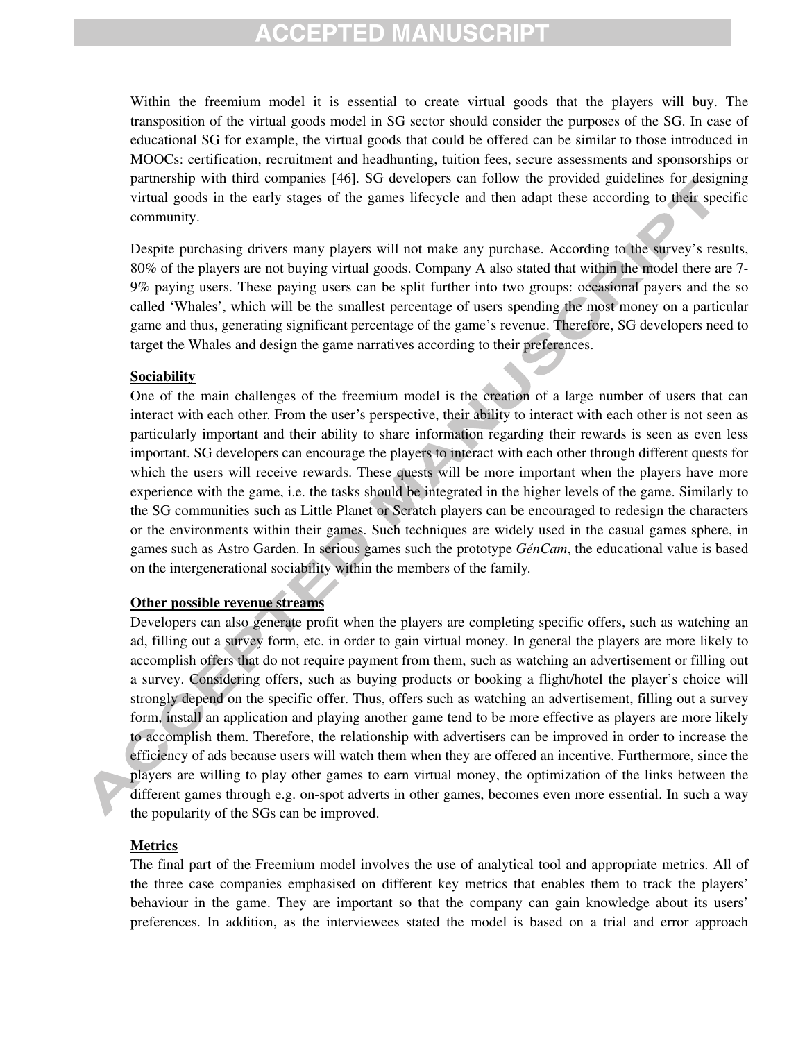Within the freemium model it is essential to create virtual goods that the players will buy. The transposition of the virtual goods model in SG sector should consider the purposes of the SG. In case of educational SG for example, the virtual goods that could be offered can be similar to those introduced in MOOCs: certification, recruitment and headhunting, tuition fees, secure assessments and sponsorships or partnership with third companies [46]. SG developers can follow the provided guidelines for designing virtual goods in the early stages of the games lifecycle and then adapt these according to their specific community.

Despite purchasing drivers many players will not make any purchase. According to the survey's results, 80% of the players are not buying virtual goods. Company A also stated that within the model there are 7-9% paying users. These paying users can be split further into two groups: occasional payers and the so called 'Whales', which will be the smallest percentage of users spending the most money on a particular game and thus, generating significant percentage of the game's revenue. Therefore, SG developers need to target the Whales and design the game narratives according to their preferences.

**Sociability**

One of the main challenges of the freemium model is the creation of a large number of users that can interact with each other. From the user's perspective, their ability to interact with each other is not seen as particularly important and their ability to share information regarding their rewards is seen as even less important. SG developers can encourage the players to interact with each other through different quests for which the users will receive rewards. These quests will be more important when the players have more experience with the game, i.e. the tasks should be integrated in the higher levels of the game. Similarly to the SG communities such as Little Planet or Scratch players can be encouraged to redesign the characters or the environments within their games. Such techniques are widely used in the casual games sphere, in games such as Astro Garden. In serious games such the prototype *GénCam*, the educational value is based on the intergenerational sociability within the members of the family.

**Other possible revenue streams**

Developers can also generate profit when the players are completing specific offers, such as watching an ad, filling out a survey form, etc. in order to gain virtual money. In general the players are more likely to accomplish offers that do not require payment from them, such as watching an advertisement or filling out a survey. Considering offers, such as buying products or booking a flight/hotel the player's choice will strongly depend on the specific offer. Thus, offers such as watching an advertisement, filling out a survey form, install an application and playing another game tend to be more effective as players are more likely to accomplish them. Therefore, the relationship with advertisers can be improved in order to increase the efficiency of ads because users will watch them when they are offered an incentive. Furthermore, since the players are willing to play other games to earn virtual money, the optimization of the links between the different games through e.g. on-spot adverts in other games, becomes even more essential. In such a way the popularity of the SGs can be improved.

**Metrics**

The final part of the Freemium model involves the use of analytical tool and appropriate metrics. All of the three case companies emphasised on different key metrics that enables them to track the players' behaviour in the game. They are important so that the company can gain knowledge about its users' preferences. In addition, as the interviewees stated the model is based on a trial and error approach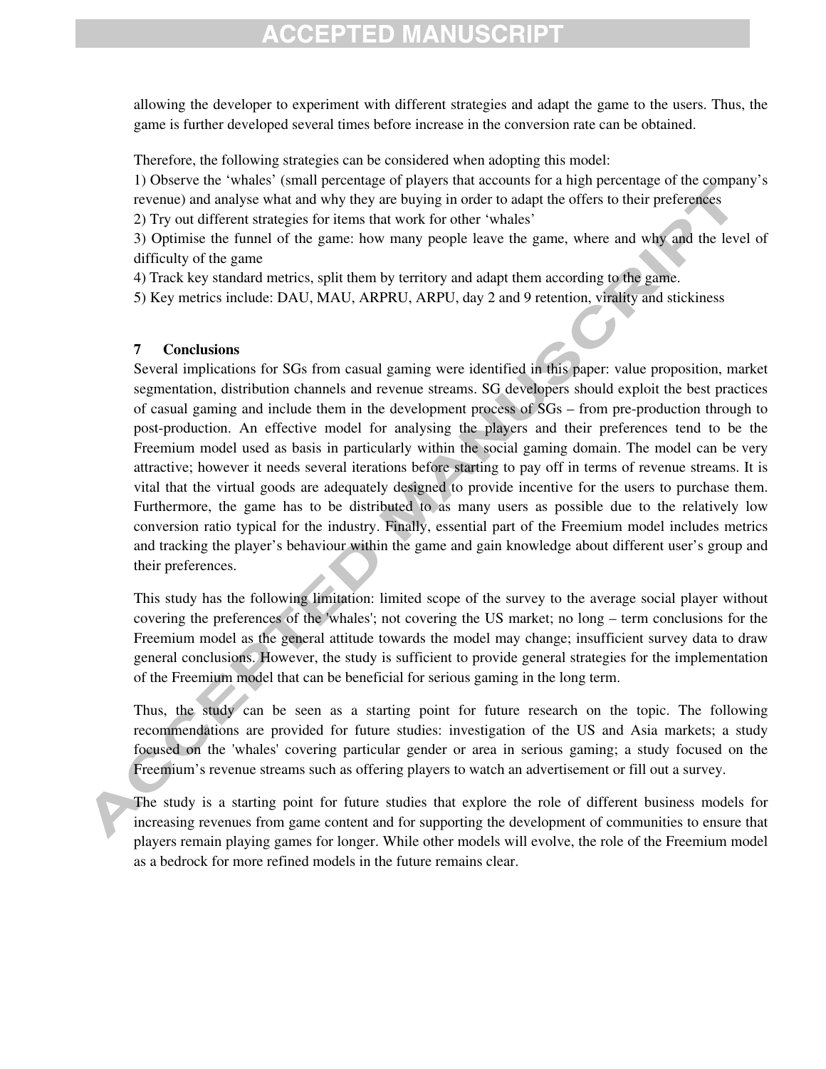allowing the developer to experiment with different strategies and adapt the game to the users. Thus, the game is further developed several times before increase in the conversion rate can be obtained.

Therefore, the following strategies can be considered when adopting this model:
1) Observe the 'whales' (small percentage of players that accounts for a high percentage of the company's revenue) and analyse what and why they are buying in order to adapt the offers to their preferences
2) Try out different strategies for items that work for other 'whales'
3) Optimise the funnel of the game: how many people leave the game, where and why and the level of difficulty of the game
4) Track key standard metrics, split them by territory and adapt them according to the game.
5) Key metrics include: DAU, MAU, ARPRU, ARPU, day 2 and 9 retention, virality and stickiness

## 7 Conclusions

Several implications for SGs from casual gaming were identified in this paper: value proposition, market segmentation, distribution channels and revenue streams. SG developers should exploit the best practices of casual gaming and include them in the development process of SGs – from pre-production through to post-production. An effective model for analysing the players and their preferences tend to be the Freemium model used as basis in particularly within the social gaming domain. The model can be very attractive; however it needs several iterations before starting to pay off in terms of revenue streams. It is vital that the virtual goods are adequately designed to provide incentive for the users to purchase them. Furthermore, the game has to be distributed to as many users as possible due to the relatively low conversion ratio typical for the industry. Finally, essential part of the Freemium model includes metrics and tracking the player's behaviour within the game and gain knowledge about different user's group and their preferences.

This study has the following limitation: limited scope of the survey to the average social player without covering the preferences of the 'whales'; not covering the US market; no long – term conclusions for the Freemium model as the general attitude towards the model may change; insufficient survey data to draw general conclusions. However, the study is sufficient to provide general strategies for the implementation of the Freemium model that can be beneficial for serious gaming in the long term.

Thus, the study can be seen as a starting point for future research on the topic. The following recommendations are provided for future studies: investigation of the US and Asia markets; a study focused on the 'whales' covering particular gender or area in serious gaming; a study focused on the Freemium's revenue streams such as offering players to watch an advertisement or fill out a survey.

The study is a starting point for future studies that explore the role of different business models for increasing revenues from game content and for supporting the development of communities to ensure that players remain playing games for longer. While other models will evolve, the role of the Freemium model as a bedrock for more refined models in the future remains clear.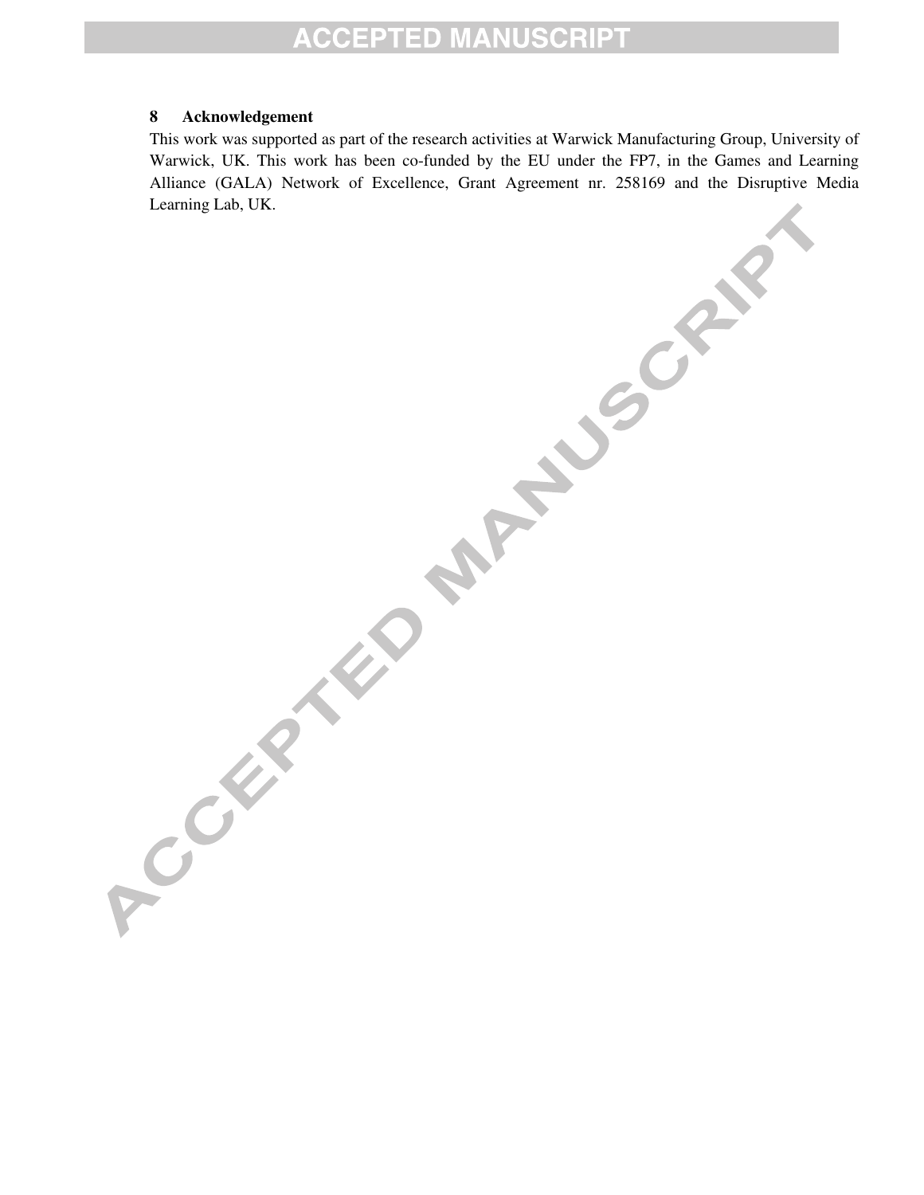## 8 Acknowledgement

This work was supported as part of the research activities at Warwick Manufacturing Group, University of Warwick, UK. This work has been co-funded by the EU under the FP7, in the Games and Learning Alliance (GALA) Network of Excellence, Grant Agreement nr. 258169 and the Disruptive Media Learning Lab, UK.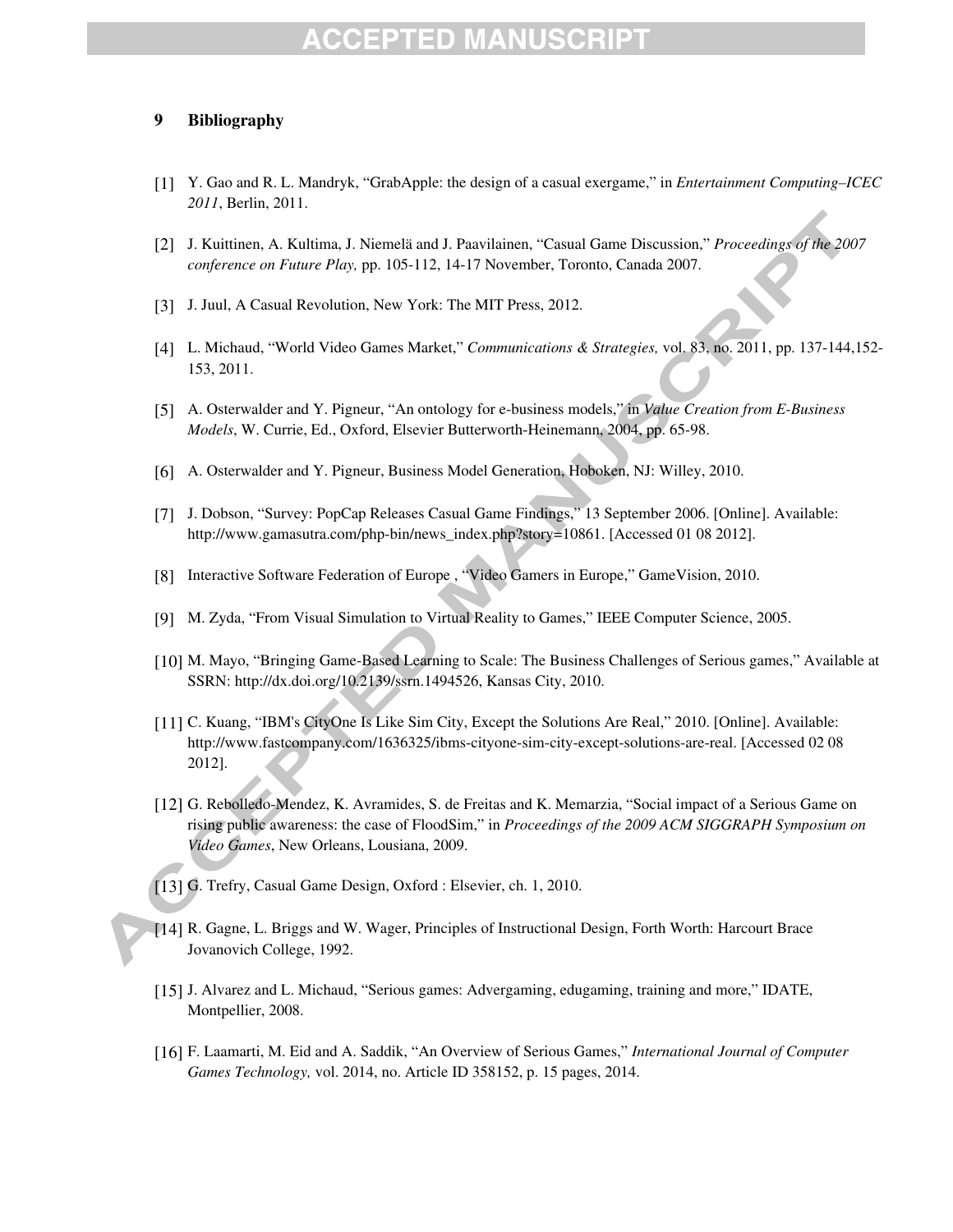## 9 Bibliography

[1] Y. Gao and R. L. Mandryk, "GrabApple: the design of a casual exergame," in *Entertainment Computing–ICEC 2011*, Berlin, 2011.

[2] J. Kuittinen, A. Kultima, J. Niemelä and J. Paavilainen, "Casual Game Discussion," *Proceedings of the 2007 conference on Future Play,* pp. 105-112, 14-17 November, Toronto, Canada 2007.

[3] J. Juul, A Casual Revolution, New York: The MIT Press, 2012.

[4] L. Michaud, "World Video Games Market," *Communications & Strategies,* vol. 83, no. 2011, pp. 137-144,152-153, 2011.

[5] A. Osterwalder and Y. Pigneur, "An ontology for e-business models," in *Value Creation from E-Business Models*, W. Currie, Ed., Oxford, Elsevier Butterworth-Heinemann, 2004, pp. 65-98.

[6] A. Osterwalder and Y. Pigneur, Business Model Generation, Hoboken, NJ: Willey, 2010.

[7] J. Dobson, "Survey: PopCap Releases Casual Game Findings," 13 September 2006. [Online]. Available: http://www.gamasutra.com/php-bin/news_index.php?story=10861. [Accessed 01 08 2012].

[8] Interactive Software Federation of Europe , "Video Gamers in Europe," GameVision, 2010.

[9] M. Zyda, "From Visual Simulation to Virtual Reality to Games," IEEE Computer Science, 2005.

[10] M. Mayo, "Bringing Game-Based Learning to Scale: The Business Challenges of Serious games," Available at SSRN: http://dx.doi.org/10.2139/ssrn.1494526, Kansas City, 2010.

[11] C. Kuang, "IBM's CityOne Is Like Sim City, Except the Solutions Are Real," 2010. [Online]. Available: http://www.fastcompany.com/1636325/ibms-cityone-sim-city-except-solutions-are-real. [Accessed 02 08 2012].

[12] G. Rebolledo-Mendez, K. Avramides, S. de Freitas and K. Memarzia, "Social impact of a Serious Game on rising public awareness: the case of FloodSim," in *Proceedings of the 2009 ACM SIGGRAPH Symposium on Video Games*, New Orleans, Lousiana, 2009.

[13] G. Trefry, Casual Game Design, Oxford : Elsevier, ch. 1, 2010.

[14] R. Gagne, L. Briggs and W. Wager, Principles of Instructional Design, Forth Worth: Harcourt Brace Jovanovich College, 1992.

[15] J. Alvarez and L. Michaud, "Serious games: Advergaming, edugaming, training and more," IDATE, Montpellier, 2008.

[16] F. Laamarti, M. Eid and A. Saddik, "An Overview of Serious Games," *International Journal of Computer Games Technology,* vol. 2014, no. Article ID 358152, p. 15 pages, 2014.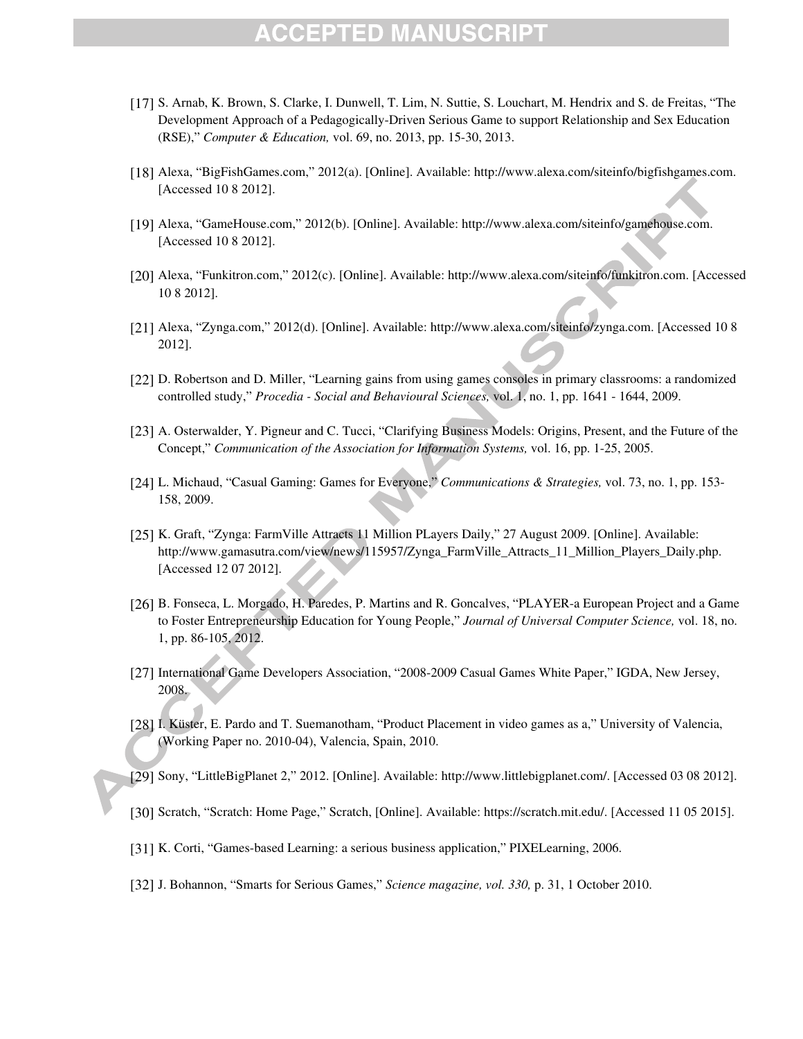[17] S. Arnab, K. Brown, S. Clarke, I. Dunwell, T. Lim, N. Suttie, S. Louchart, M. Hendrix and S. de Freitas, "The Development Approach of a Pedagogically-Driven Serious Game to support Relationship and Sex Education (RSE)," *Computer & Education,* vol. 69, no. 2013, pp. 15-30, 2013.

[18] Alexa, "BigFishGames.com," 2012(a). [Online]. Available: http://www.alexa.com/siteinfo/bigfishgames.com. [Accessed 10 8 2012].

[19] Alexa, "GameHouse.com," 2012(b). [Online]. Available: http://www.alexa.com/siteinfo/gamehouse.com. [Accessed 10 8 2012].

[20] Alexa, "Funkitron.com," 2012(c). [Online]. Available: http://www.alexa.com/siteinfo/funkitron.com. [Accessed 10 8 2012].

[21] Alexa, "Zynga.com," 2012(d). [Online]. Available: http://www.alexa.com/siteinfo/zynga.com. [Accessed 10 8 2012].

[22] D. Robertson and D. Miller, "Learning gains from using games consoles in primary classrooms: a randomized controlled study," *Procedia - Social and Behavioural Sciences,* vol. 1, no. 1, pp. 1641 - 1644, 2009.

[23] A. Osterwalder, Y. Pigneur and C. Tucci, "Clarifying Business Models: Origins, Present, and the Future of the Concept," *Communication of the Association for Information Systems,* vol. 16, pp. 1-25, 2005.

[24] L. Michaud, "Casual Gaming: Games for Everyone," *Communications & Strategies,* vol. 73, no. 1, pp. 153-158, 2009.

[25] K. Graft, "Zynga: FarmVille Attracts 11 Million PLayers Daily," 27 August 2009. [Online]. Available: http://www.gamasutra.com/view/news/115957/Zynga_FarmVille_Attracts_11_Million_Players_Daily.php. [Accessed 12 07 2012].

[26] B. Fonseca, L. Morgado, H. Paredes, P. Martins and R. Goncalves, "PLAYER-a European Project and a Game to Foster Entrepreneurship Education for Young People," *Journal of Universal Computer Science,* vol. 18, no. 1, pp. 86-105, 2012.

[27] International Game Developers Association, "2008-2009 Casual Games White Paper," IGDA, New Jersey, 2008.

[28] I. Küster, E. Pardo and T. Suemanotham, "Product Placement in video games as a," University of Valencia, (Working Paper no. 2010-04), Valencia, Spain, 2010.

[29] Sony, "LittleBigPlanet 2," 2012. [Online]. Available: http://www.littlebigplanet.com/. [Accessed 03 08 2012].

[30] Scratch, "Scratch: Home Page," Scratch, [Online]. Available: https://scratch.mit.edu/. [Accessed 11 05 2015].

[31] K. Corti, "Games-based Learning: a serious business application," PIXELearning, 2006.

[32] J. Bohannon, "Smarts for Serious Games," *Science magazine, vol. 330,* p. 31, 1 October 2010.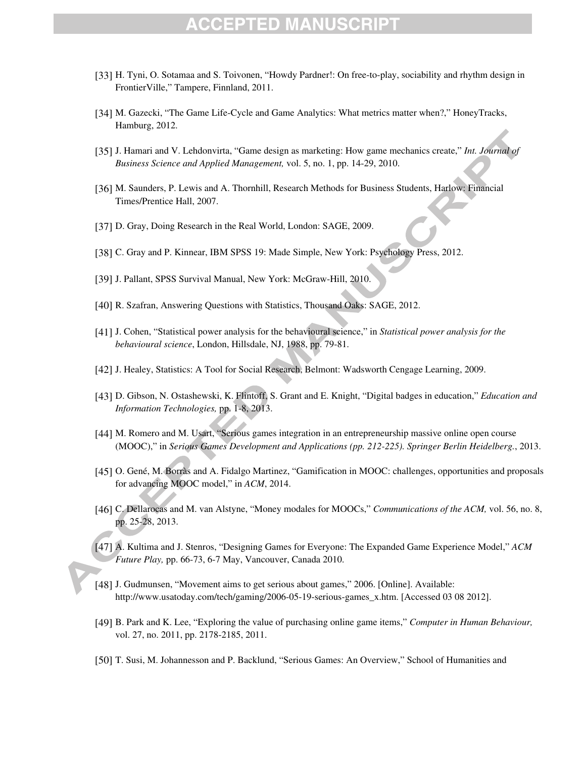[33] H. Tyni, O. Sotamaa and S. Toivonen, "Howdy Pardner!: On free-to-play, sociability and rhythm design in FrontierVille," Tampere, Finnland, 2011.

[34] M. Gazecki, "The Game Life-Cycle and Game Analytics: What metrics matter when?," HoneyTracks, Hamburg, 2012.

[35] J. Hamari and V. Lehdonvirta, "Game design as marketing: How game mechanics create," *Int. Journal of Business Science and Applied Management,* vol. 5, no. 1, pp. 14-29, 2010.

[36] M. Saunders, P. Lewis and A. Thornhill, Research Methods for Business Students, Harlow: Financial Times/Prentice Hall, 2007.

[37] D. Gray, Doing Research in the Real World, London: SAGE, 2009.

[38] C. Gray and P. Kinnear, IBM SPSS 19: Made Simple, New York: Psychology Press, 2012.

[39] J. Pallant, SPSS Survival Manual, New York: McGraw-Hill, 2010.

[40] R. Szafran, Answering Questions with Statistics, Thousand Oaks: SAGE, 2012.

[41] J. Cohen, "Statistical power analysis for the behavioural science," in *Statistical power analysis for the behavioural science*, London, Hillsdale, NJ, 1988, pp. 79-81.

[42] J. Healey, Statistics: A Tool for Social Research, Belmont: Wadsworth Cengage Learning, 2009.

[43] D. Gibson, N. Ostashewski, K. Flintoff, S. Grant and E. Knight, "Digital badges in education," *Education and Information Technologies,* pp. 1-8, 2013.

[44] M. Romero and M. Usart, "Serious games integration in an entrepreneurship massive online open course (MOOC)," in *Serious Games Development and Applications (pp. 212-225). Springer Berlin Heidelberg.*, 2013.

[45] O. Gené, M. Borràs and A. Fidalgo Martinez, "Gamification in MOOC: challenges, opportunities and proposals for advancing MOOC model," in *ACM*, 2014.

[46] C. Dellarocas and M. van Alstyne, "Money modales for MOOCs," *Communications of the ACM,* vol. 56, no. 8, pp. 25-28, 2013.

[47] A. Kultima and J. Stenros, "Designing Games for Everyone: The Expanded Game Experience Model," *ACM Future Play,* pp. 66-73, 6-7 May, Vancouver, Canada 2010.

[48] J. Gudmunsen, "Movement aims to get serious about games," 2006. [Online]. Available: http://www.usatoday.com/tech/gaming/2006-05-19-serious-games_x.htm. [Accessed 03 08 2012].

[49] B. Park and K. Lee, "Exploring the value of purchasing online game items," *Computer in Human Behaviour,* vol. 27, no. 2011, pp. 2178-2185, 2011.

[50] T. Susi, M. Johannesson and P. Backlund, "Serious Games: An Overview," School of Humanities and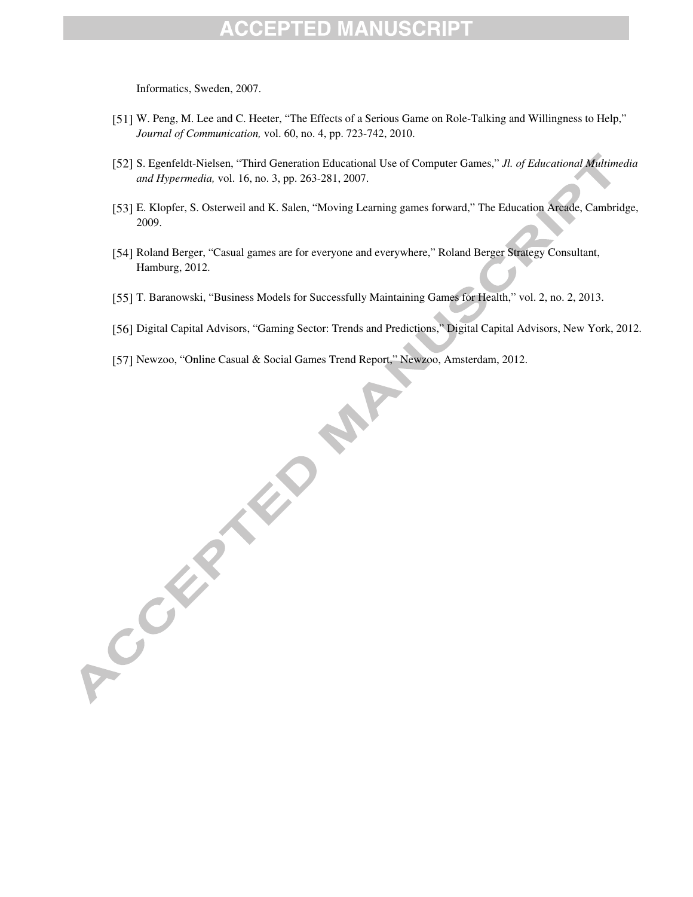Informatics, Sweden, 2007.

[51] W. Peng, M. Lee and C. Heeter, "The Effects of a Serious Game on Role-Talking and Willingness to Help," *Journal of Communication,* vol. 60, no. 4, pp. 723-742, 2010.

[52] S. Egenfeldt-Nielsen, "Third Generation Educational Use of Computer Games," *Jl. of Educational Multimedia and Hypermedia,* vol. 16, no. 3, pp. 263-281, 2007.

[53] E. Klopfer, S. Osterweil and K. Salen, "Moving Learning games forward," The Education Arcade, Cambridge, 2009.

[54] Roland Berger, "Casual games are for everyone and everywhere," Roland Berger Strategy Consultant, Hamburg, 2012.

[55] T. Baranowski, "Business Models for Successfully Maintaining Games for Health," vol. 2, no. 2, 2013.

[56] Digital Capital Advisors, "Gaming Sector: Trends and Predictions," Digital Capital Advisors, New York, 2012.

[57] Newzoo, "Online Casual & Social Games Trend Report," Newzoo, Amsterdam, 2012.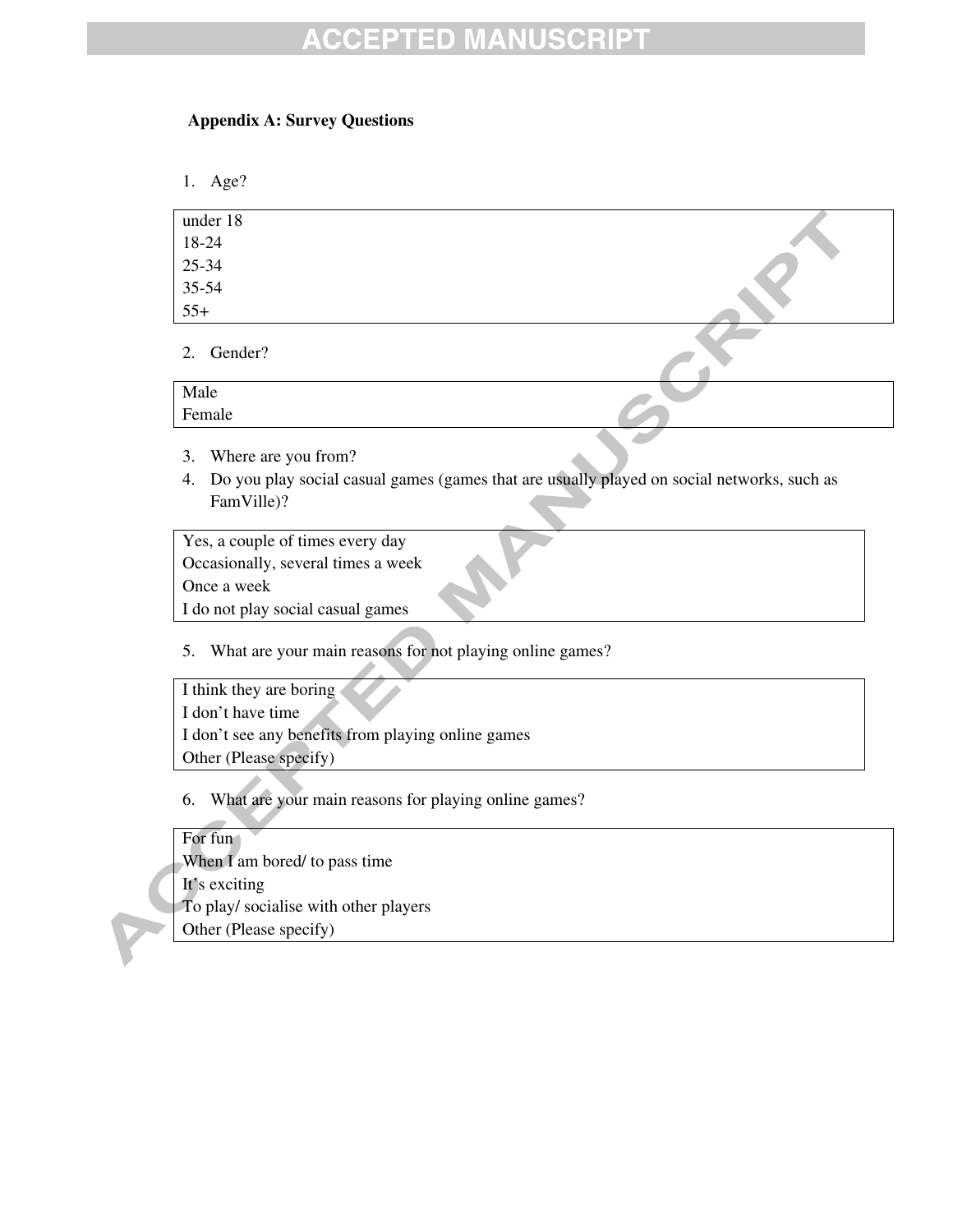**Appendix A: Survey Questions**

1. Age?

| under 18 |
|---|
| 18-24 |
| 25-34 |
| 35-54 |
| 55+ |

2. Gender?

| Male |
|---|
| Female |

3. Where are you from?
4. Do you play social casual games (games that are usually played on social networks, such as FamVille)?

| Yes, a couple of times every day |
|---|
| Occasionally, several times a week |
| Once a week |
| I do not play social casual games |

5. What are your main reasons for not playing online games?

| I think they are boring |
|---|
| I don't have time |
| I don't see any benefits from playing online games |
| Other (Please specify) |

6. What are your main reasons for playing online games?

| For fun |
|---|
| When I am bored/ to pass time |
| It's exciting |
| To play/ socialise with other players |
| Other (Please specify) |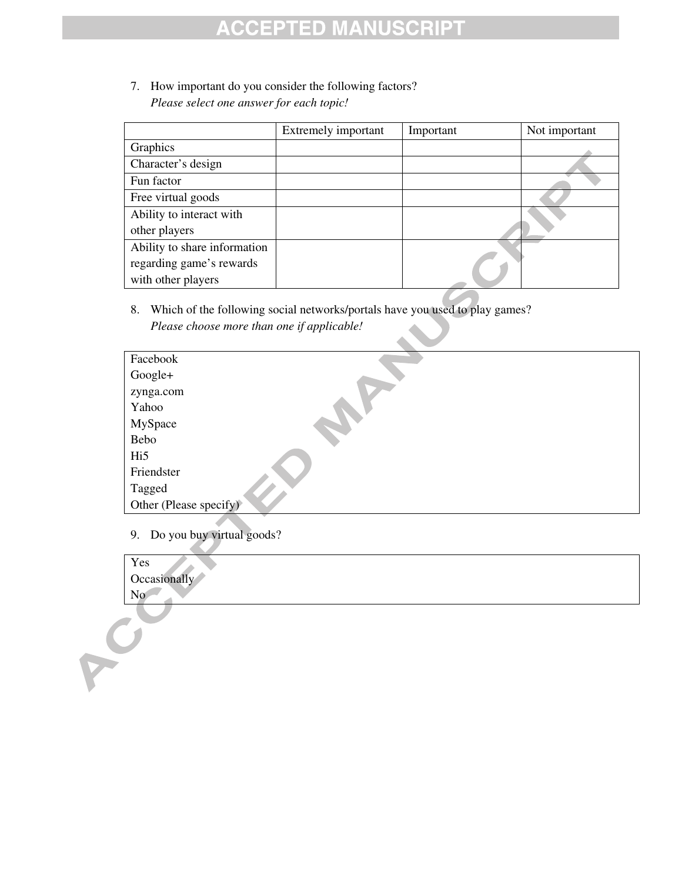7. How important do you consider the following factors?
   *Please select one answer for each topic!*

| | Extremely important | Important | Not important |
|---|---|---|---|
| Graphics | | | |
| Character's design | | | |
| Fun factor | | | |
| Free virtual goods | | | |
| Ability to interact with other players | | | |
| Ability to share information regarding game's rewards with other players | | | |

8. Which of the following social networks/portals have you used to play games?
   *Please choose more than one if applicable!*

| |
|---|
| Facebook |
| Google+ |
| zynga.com |
| Yahoo |
| MySpace |
| Bebo |
| Hi5 |
| Friendster |
| Tagged |
| Other (Please specify) |

9. Do you buy virtual goods?

| |
|---|
| Yes |
| Occasionally |
| No |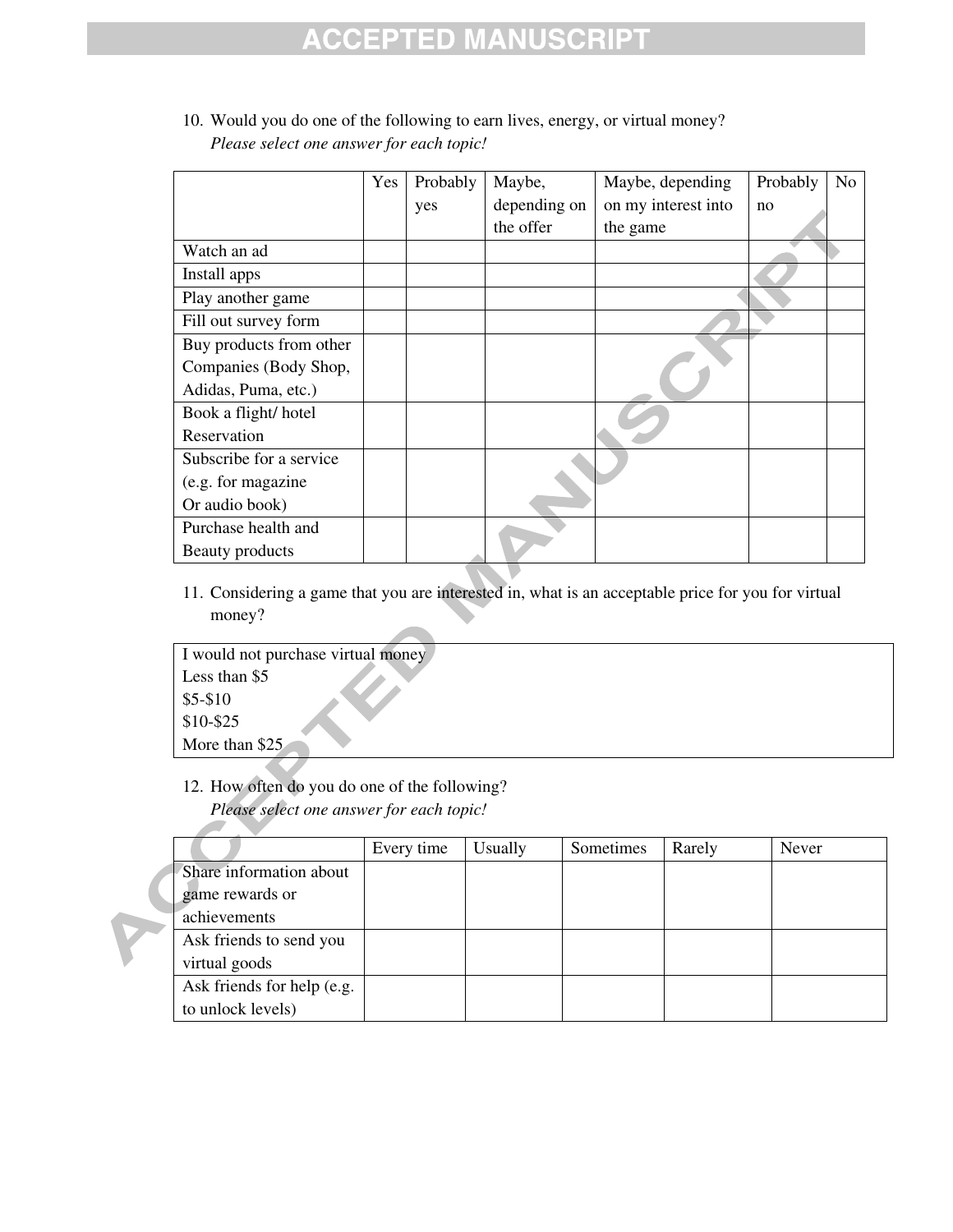10. Would you do one of the following to earn lives, energy, or virtual money?
    *Please select one answer for each topic!*

| | Yes | Probably yes | Maybe, depending on the offer | Maybe, depending on my interest into the game | Probably no | No |
|---|---|---|---|---|---|---|
| Watch an ad | | | | | | |
| Install apps | | | | | | |
| Play another game | | | | | | |
| Fill out survey form | | | | | | |
| Buy products from other Companies (Body Shop, Adidas, Puma, etc.) | | | | | | |
| Book a flight/ hotel Reservation | | | | | | |
| Subscribe for a service (e.g. for magazine Or audio book) | | | | | | |
| Purchase health and Beauty products | | | | | | |

11. Considering a game that you are interested in, what is an acceptable price for you for virtual money?

| I would not purchase virtual money<br>Less than $5<br>$5-$10<br>$10-$25<br>More than $25 |
|---|

12. How often do you do one of the following?
    *Please select one answer for each topic!*

| | Every time | Usually | Sometimes | Rarely | Never |
|---|---|---|---|---|---|
| Share information about game rewards or achievements | | | | | |
| Ask friends to send you virtual goods | | | | | |
| Ask friends for help (e.g. to unlock levels) | | | | | |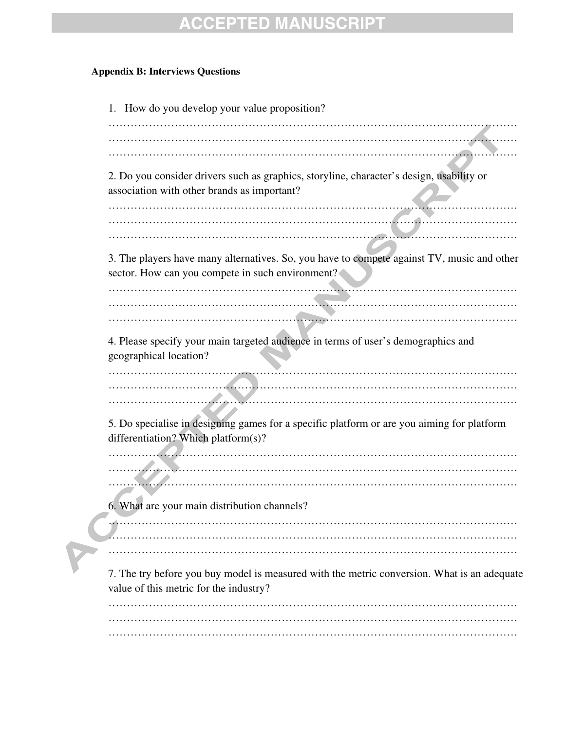**Appendix B: Interviews Questions**

1. How do you develop your value proposition?

…………………………………………………………………………………………………
…………………………………………………………………………………………………
…………………………………………………………………………………………………

2. Do you consider drivers such as graphics, storyline, character's design, usability or association with other brands as important?

…………………………………………………………………………………………………
…………………………………………………………………………………………………
…………………………………………………………………………………………………

3. The players have many alternatives. So, you have to compete against TV, music and other sector. How can you compete in such environment?

…………………………………………………………………………………………………
…………………………………………………………………………………………………
…………………………………………………………………………………………………

4. Please specify your main targeted audience in terms of user's demographics and geographical location?

…………………………………………………………………………………………………
…………………………………………………………………………………………………
…………………………………………………………………………………………………

5. Do specialise in designing games for a specific platform or are you aiming for platform differentiation? Which platform(s)?

…………………………………………………………………………………………………
…………………………………………………………………………………………………
…………………………………………………………………………………………………

6. What are your main distribution channels?

…………………………………………………………………………………………………
…………………………………………………………………………………………………
…………………………………………………………………………………………………

7. The try before you buy model is measured with the metric conversion. What is an adequate value of this metric for the industry?

…………………………………………………………………………………………………
…………………………………………………………………………………………………
…………………………………………………………………………………………………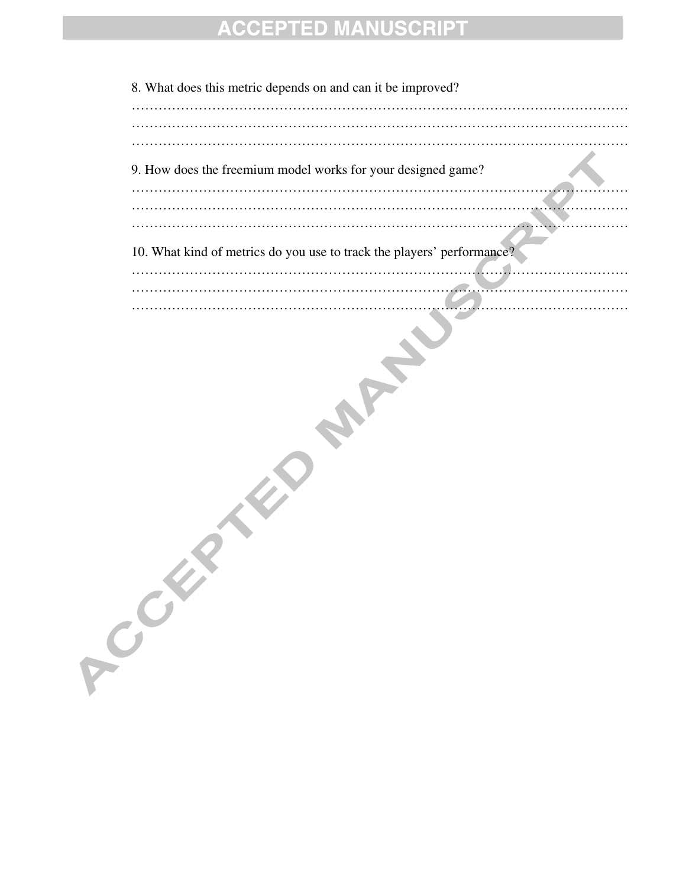8. What does this metric depends on and can it be improved?

……………………………………………………………………………………………………
……………………………………………………………………………………………………
……………………………………………………………………………………………………

9. How does the freemium model works for your designed game?

……………………………………………………………………………………………………
……………………………………………………………………………………………………
……………………………………………………………………………………………………

10. What kind of metrics do you use to track the players' performance?

……………………………………………………………………………………………………
……………………………………………………………………………………………………
……………………………………………………………………………………………………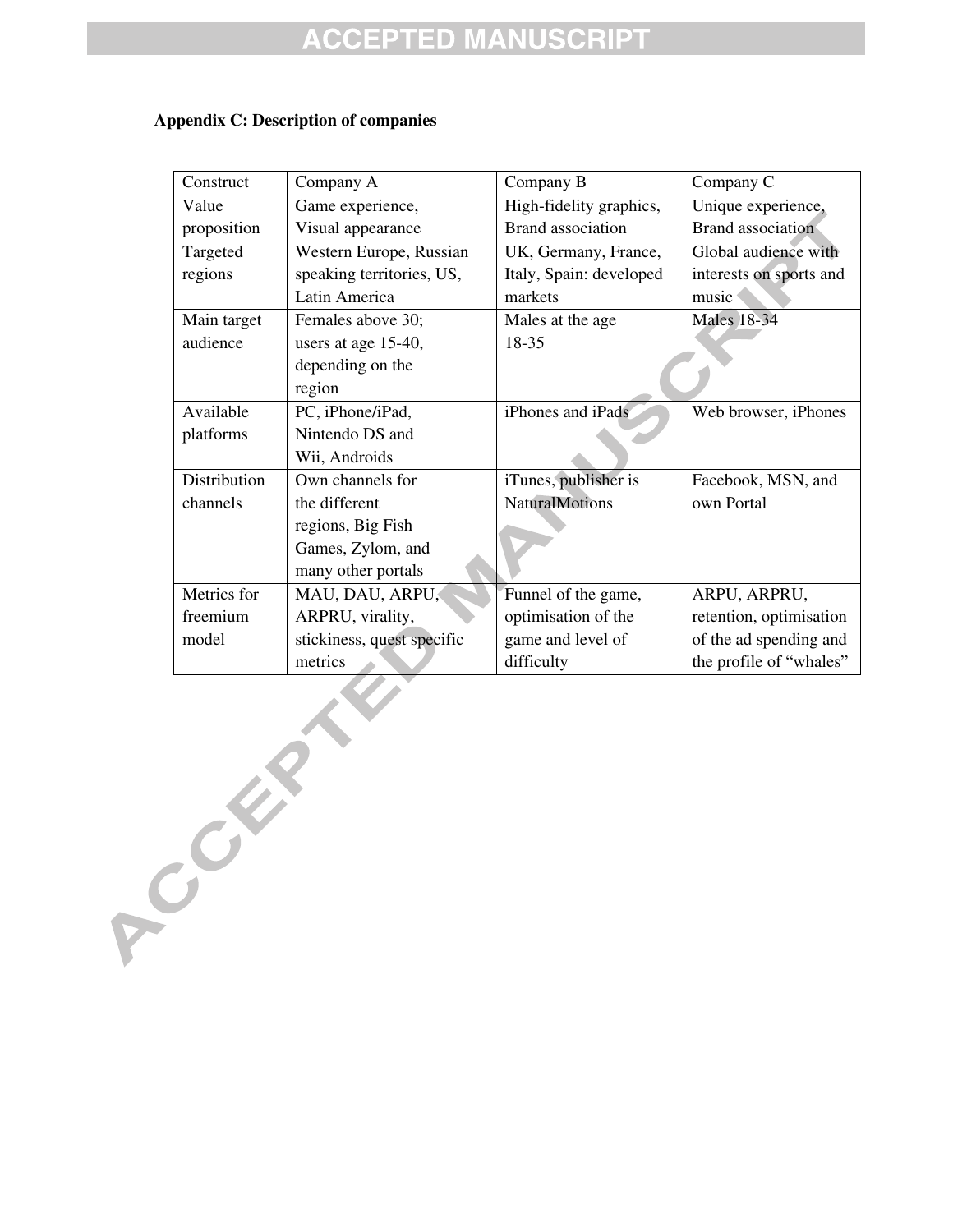**Appendix C: Description of companies**

| Construct | Company A | Company B | Company C |
|---|---|---|---|
| Value proposition | Game experience, Visual appearance | High-fidelity graphics, Brand association | Unique experience, Brand association |
| Targeted regions | Western Europe, Russian speaking territories, US, Latin America | UK, Germany, France, Italy, Spain: developed markets | Global audience with interests on sports and music |
| Main target audience | Females above 30; users at age 15-40, depending on the region | Males at the age 18-35 | Males 18-34 |
| Available platforms | PC, iPhone/iPad, Nintendo DS and Wii, Androids | iPhones and iPads | Web browser, iPhones |
| Distribution channels | Own channels for the different regions, Big Fish Games, Zylom, and many other portals | iTunes, publisher is NaturalMotions | Facebook, MSN, and own Portal |
| Metrics for freemium model | MAU, DAU, ARPU, ARPRU, virality, stickiness, quest specific metrics | Funnel of the game, optimisation of the game and level of difficulty | ARPU, ARPRU, retention, optimisation of the ad spending and the profile of “whales” |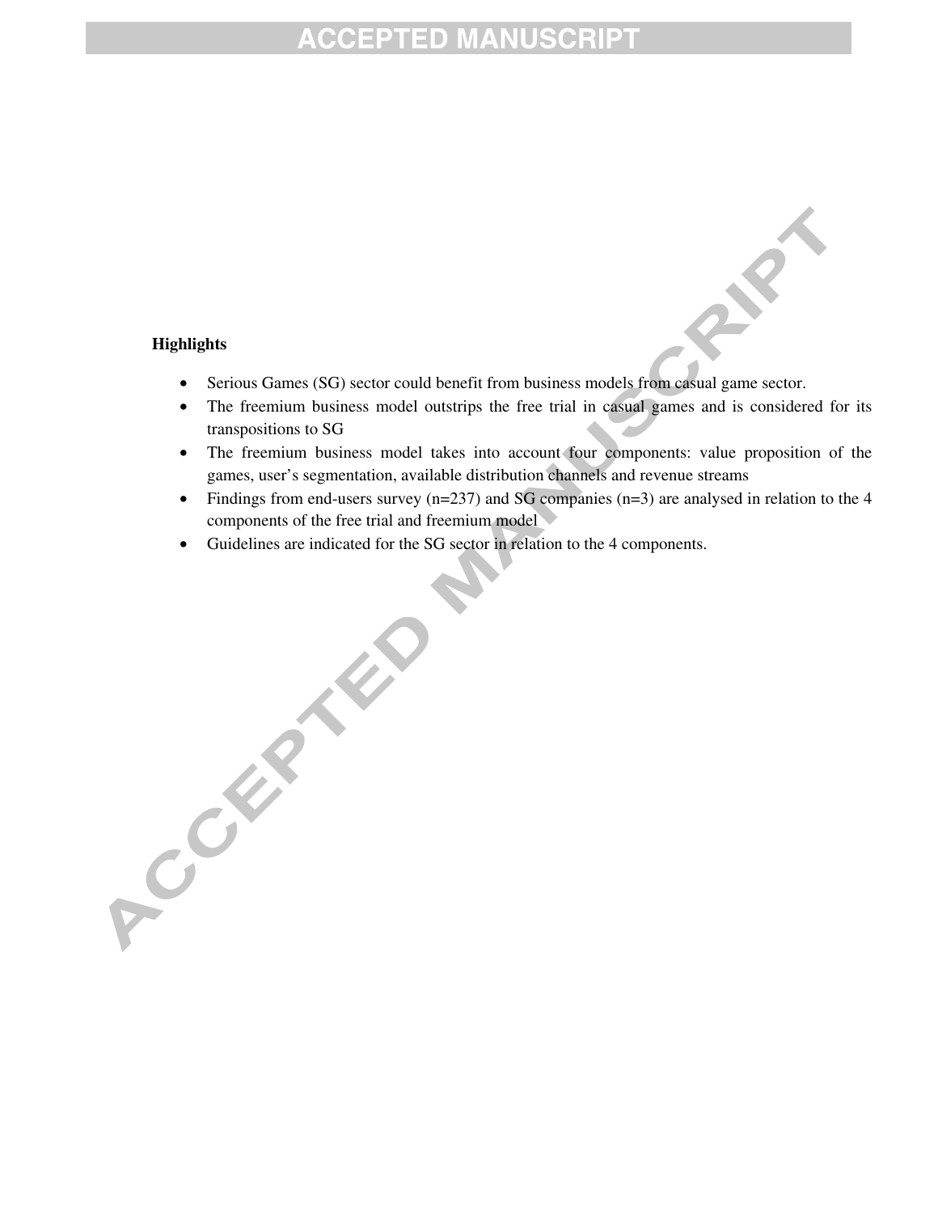**Highlights**

- Serious Games (SG) sector could benefit from business models from casual game sector.
- The freemium business model outstrips the free trial in casual games and is considered for its transpositions to SG
- The freemium business model takes into account four components: value proposition of the games, user's segmentation, available distribution channels and revenue streams
- Findings from end-users survey (n=237) and SG companies (n=3) are analysed in relation to the 4 components of the free trial and freemium model
- Guidelines are indicated for the SG sector in relation to the 4 components.